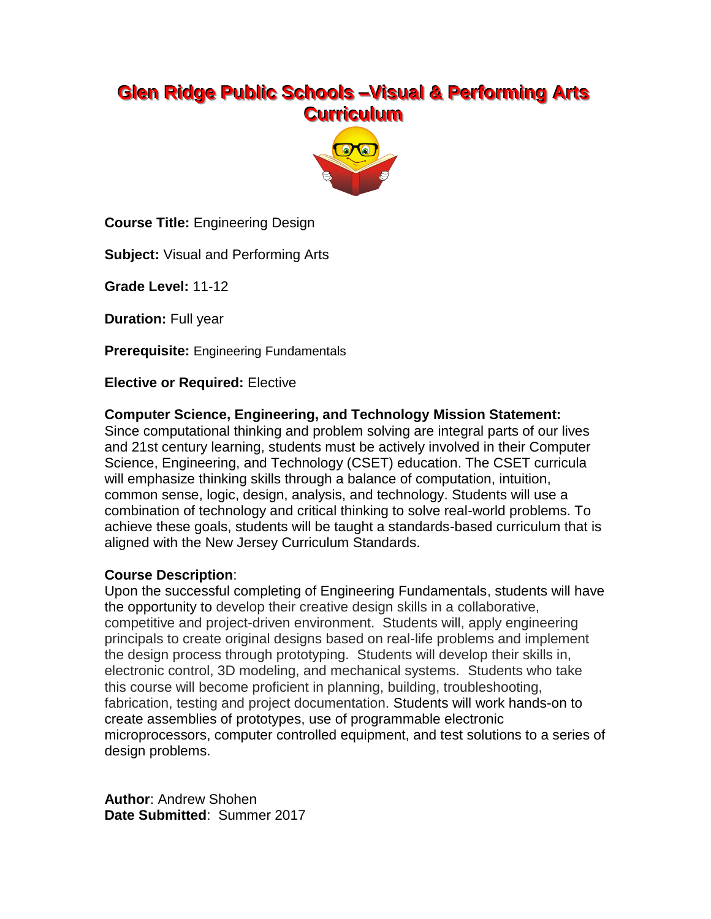# Glen Ridge Public Schools –Visual & Performing Arts Curriculum

**Course Title:** Engineering Design

**Subject:** Visual and Performing Arts

**Grade Level:** 11-12

**Duration:** Full year

**Prerequisite:** Engineering Fundamentals

**Elective or Required:** Elective

**Computer Science, Engineering, and Technology Mission Statement:**
Since computational thinking and problem solving are integral parts of our lives and 21st century learning, students must be actively involved in their Computer Science, Engineering, and Technology (CSET) education. The CSET curricula will emphasize thinking skills through a balance of computation, intuition, common sense, logic, design, analysis, and technology. Students will use a combination of technology and critical thinking to solve real-world problems. To achieve these goals, students will be taught a standards-based curriculum that is aligned with the New Jersey Curriculum Standards.

**Course Description**:
Upon the successful completing of Engineering Fundamentals, students will have the opportunity to develop their creative design skills in a collaborative, competitive and project-driven environment. Students will, apply engineering principals to create original designs based on real-life problems and implement the design process through prototyping. Students will develop their skills in, electronic control, 3D modeling, and mechanical systems. Students who take this course will become proficient in planning, building, troubleshooting, fabrication, testing and project documentation. Students will work hands-on to create assemblies of prototypes, use of programmable electronic microprocessors, computer controlled equipment, and test solutions to a series of design problems.

**Author**: Andrew Shohen
**Date Submitted**: Summer 2017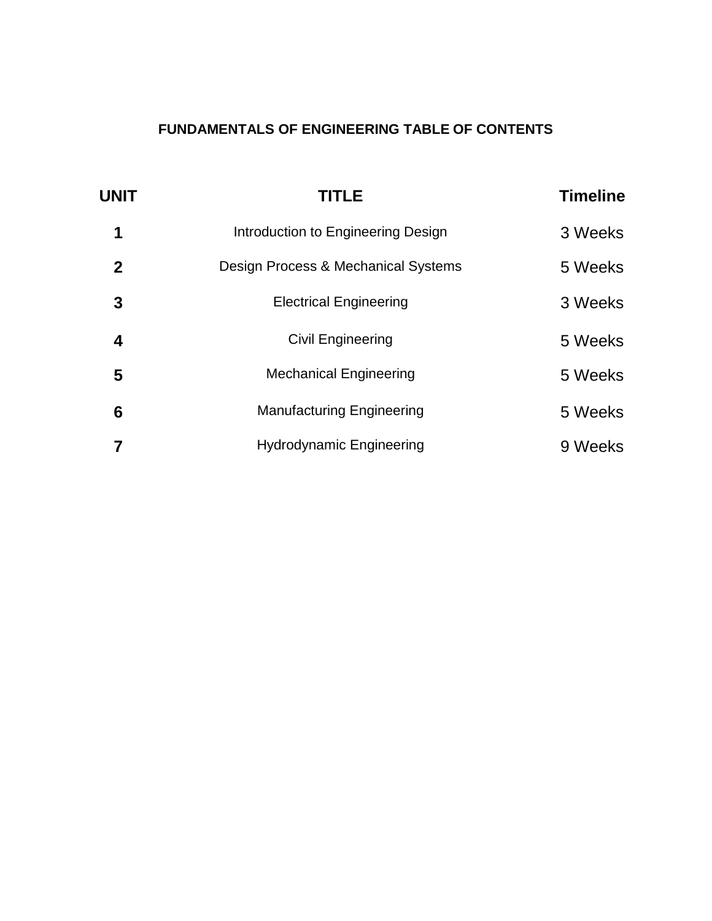# FUNDAMENTALS OF ENGINEERING TABLE OF CONTENTS

| UNIT | TITLE | Timeline |
|---|---|---|
| 1 | Introduction to Engineering Design | 3 Weeks |
| 2 | Design Process & Mechanical Systems | 5 Weeks |
| 3 | Electrical Engineering | 3 Weeks |
| 4 | Civil Engineering | 5 Weeks |
| 5 | Mechanical Engineering | 5 Weeks |
| 6 | Manufacturing Engineering | 5 Weeks |
| 7 | Hydrodynamic Engineering | 9 Weeks |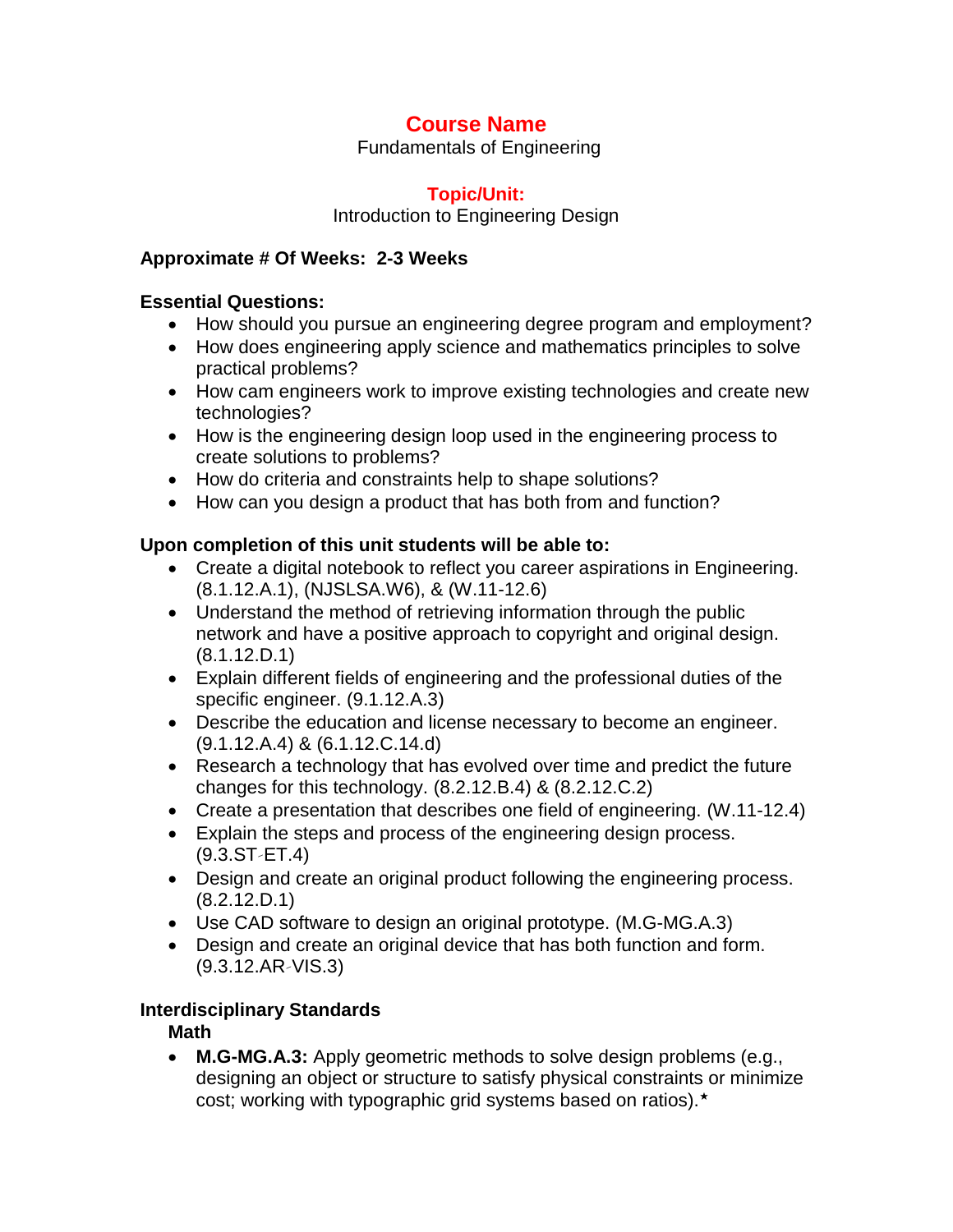# Course Name

Fundamentals of Engineering

## Topic/Unit:

Introduction to Engineering Design

**Approximate # Of Weeks: 2-3 Weeks**

**Essential Questions:**

- How should you pursue an engineering degree program and employment?
- How does engineering apply science and mathematics principles to solve practical problems?
- How cam engineers work to improve existing technologies and create new technologies?
- How is the engineering design loop used in the engineering process to create solutions to problems?
- How do criteria and constraints help to shape solutions?
- How can you design a product that has both from and function?

**Upon completion of this unit students will be able to:**

- Create a digital notebook to reflect you career aspirations in Engineering. (8.1.12.A.1), (NJSLSA.W6), & (W.11-12.6)
- Understand the method of retrieving information through the public network and have a positive approach to copyright and original design. (8.1.12.D.1)
- Explain different fields of engineering and the professional duties of the specific engineer. (9.1.12.A.3)
- Describe the education and license necessary to become an engineer. (9.1.12.A.4) & (6.1.12.C.14.d)
- Research a technology that has evolved over time and predict the future changes for this technology. (8.2.12.B.4) & (8.2.12.C.2)
- Create a presentation that describes one field of engineering. (W.11-12.4)
- Explain the steps and process of the engineering design process. (9.3.ST-ET.4)
- Design and create an original product following the engineering process. (8.2.12.D.1)
- Use CAD software to design an original prototype. (M.G-MG.A.3)
- Design and create an original device that has both function and form. (9.3.12.AR-VIS.3)

**Interdisciplinary Standards**

**Math**

- **M.G-MG.A.3:** Apply geometric methods to solve design problems (e.g., designing an object or structure to satisfy physical constraints or minimize cost; working with typographic grid systems based on ratios).★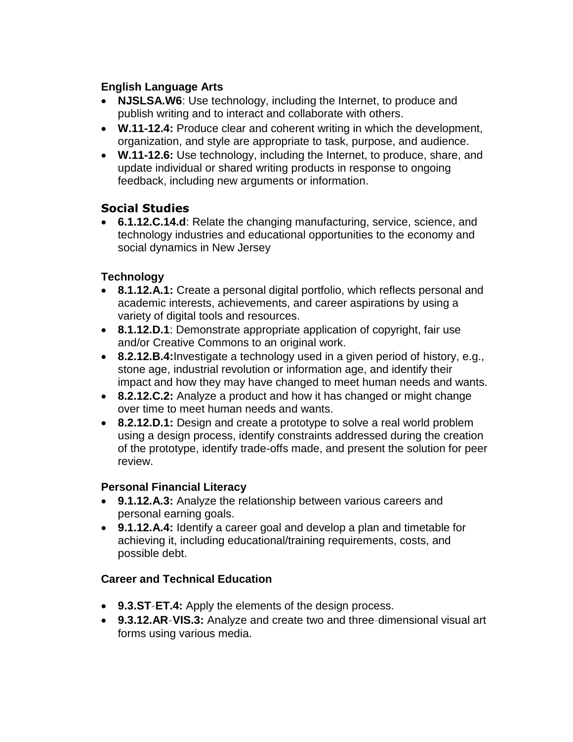**English Language Arts**

- **NJSLSA.W6**: Use technology, including the Internet, to produce and publish writing and to interact and collaborate with others.
- **W.11-12.4:** Produce clear and coherent writing in which the development, organization, and style are appropriate to task, purpose, and audience.
- **W.11-12.6:** Use technology, including the Internet, to produce, share, and update individual or shared writing products in response to ongoing feedback, including new arguments or information.

**Social Studies**

- **6.1.12.C.14.d**: Relate the changing manufacturing, service, science, and technology industries and educational opportunities to the economy and social dynamics in New Jersey

**Technology**

- **8.1.12.A.1:** Create a personal digital portfolio, which reflects personal and academic interests, achievements, and career aspirations by using a variety of digital tools and resources.
- **8.1.12.D.1**: Demonstrate appropriate application of copyright, fair use and/or Creative Commons to an original work.
- **8.2.12.B.4:**Investigate a technology used in a given period of history, e.g., stone age, industrial revolution or information age, and identify their impact and how they may have changed to meet human needs and wants.
- **8.2.12.C.2:** Analyze a product and how it has changed or might change over time to meet human needs and wants.
- **8.2.12.D.1:** Design and create a prototype to solve a real world problem using a design process, identify constraints addressed during the creation of the prototype, identify trade-offs made, and present the solution for peer review.

**Personal Financial Literacy**

- **9.1.12.A.3:** Analyze the relationship between various careers and personal earning goals.
- **9.1.12.A.4:** Identify a career goal and develop a plan and timetable for achieving it, including educational/training requirements, costs, and possible debt.

**Career and Technical Education**

- **9.3.ST-ET.4:** Apply the elements of the design process.
- **9.3.12.AR-VIS.3:** Analyze and create two and three-dimensional visual art forms using various media.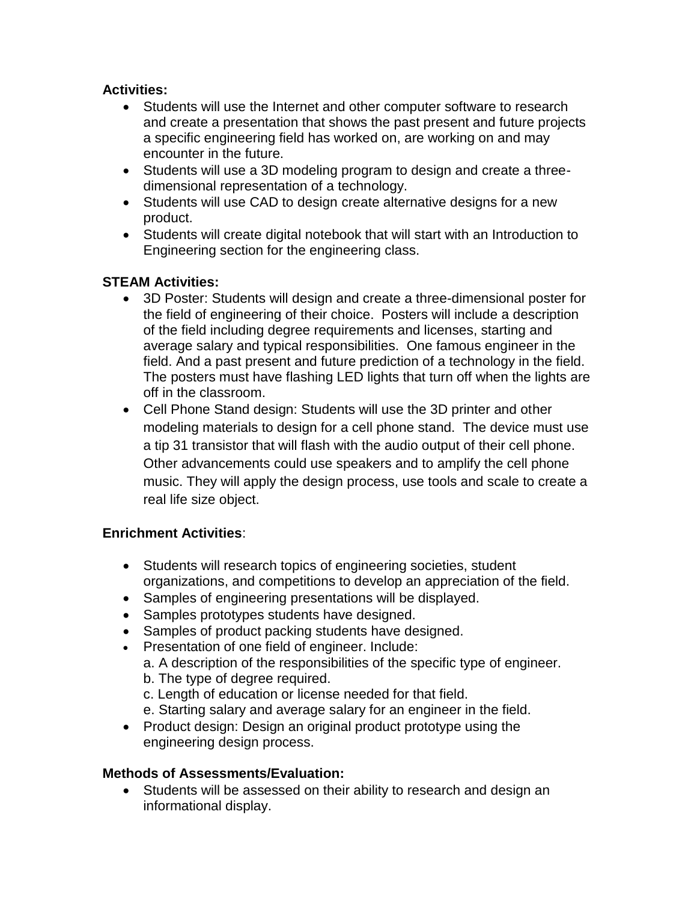**Activities:**

- Students will use the Internet and other computer software to research and create a presentation that shows the past present and future projects a specific engineering field has worked on, are working on and may encounter in the future.
- Students will use a 3D modeling program to design and create a three-dimensional representation of a technology.
- Students will use CAD to design create alternative designs for a new product.
- Students will create digital notebook that will start with an Introduction to Engineering section for the engineering class.

**STEAM Activities:**

- 3D Poster: Students will design and create a three-dimensional poster for the field of engineering of their choice. Posters will include a description of the field including degree requirements and licenses, starting and average salary and typical responsibilities. One famous engineer in the field. And a past present and future prediction of a technology in the field. The posters must have flashing LED lights that turn off when the lights are off in the classroom.
- Cell Phone Stand design: Students will use the 3D printer and other modeling materials to design for a cell phone stand. The device must use a tip 31 transistor that will flash with the audio output of their cell phone. Other advancements could use speakers and to amplify the cell phone music. They will apply the design process, use tools and scale to create a real life size object.

**Enrichment Activities**:

- Students will research topics of engineering societies, student organizations, and competitions to develop an appreciation of the field.
- Samples of engineering presentations will be displayed.
- Samples prototypes students have designed.
- Samples of product packing students have designed.
- Presentation of one field of engineer. Include:
  a. A description of the responsibilities of the specific type of engineer.
  b. The type of degree required.
  c. Length of education or license needed for that field.
  e. Starting salary and average salary for an engineer in the field.
- Product design: Design an original product prototype using the engineering design process.

**Methods of Assessments/Evaluation:**

- Students will be assessed on their ability to research and design an informational display.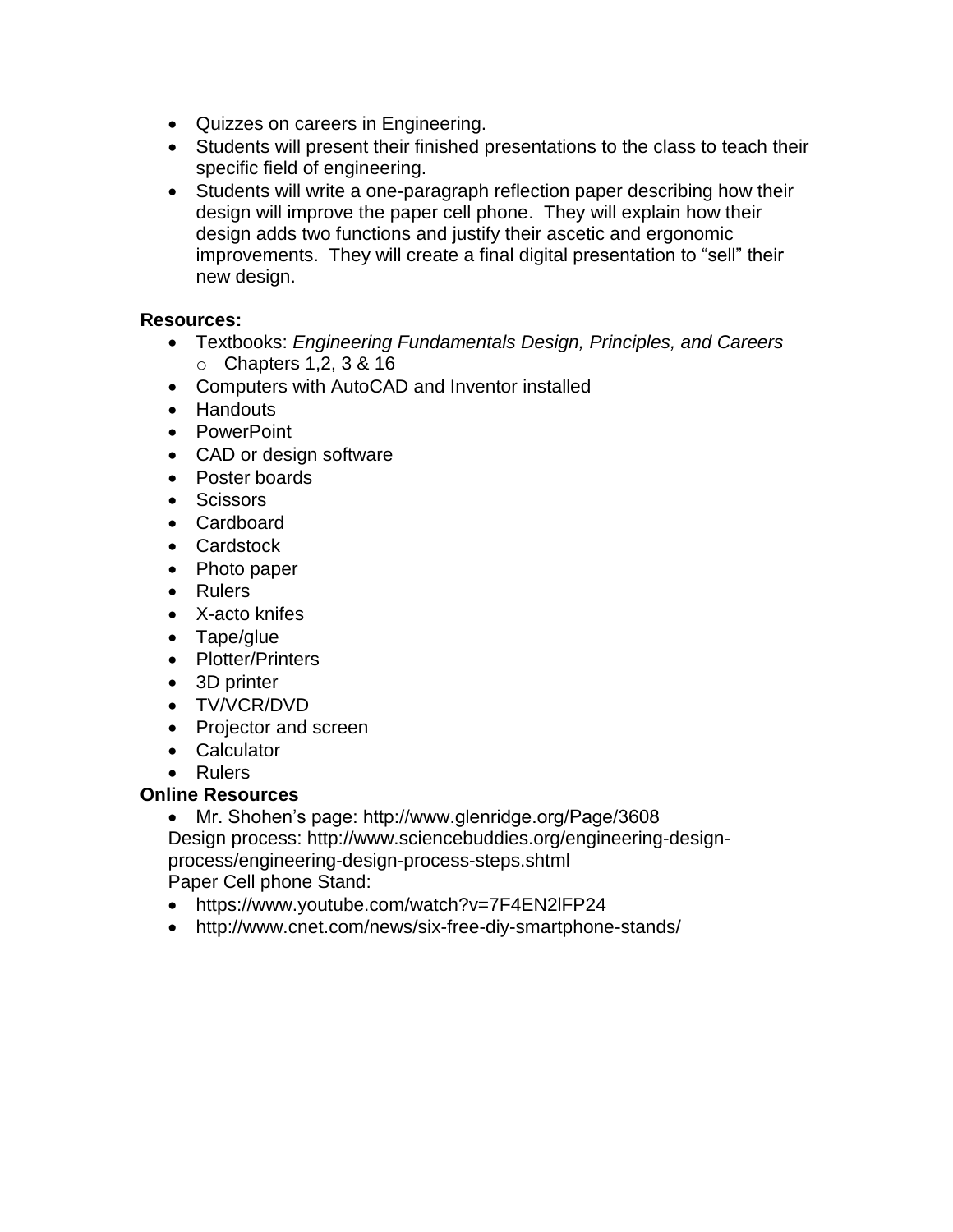- Quizzes on careers in Engineering.
- Students will present their finished presentations to the class to teach their specific field of engineering.
- Students will write a one-paragraph reflection paper describing how their design will improve the paper cell phone. They will explain how their design adds two functions and justify their ascetic and ergonomic improvements. They will create a final digital presentation to "sell" their new design.

**Resources:**

- Textbooks: *Engineering Fundamentals Design, Principles, and Careers*
    - Chapters 1,2, 3 & 16
- Computers with AutoCAD and Inventor installed
- Handouts
- PowerPoint
- CAD or design software
- Poster boards
- Scissors
- Cardboard
- Cardstock
- Photo paper
- Rulers
- X-acto knifes
- Tape/glue
- Plotter/Printers
- 3D printer
- TV/VCR/DVD
- Projector and screen
- Calculator
- Rulers

**Online Resources**

- Mr. Shohen's page: http://www.glenridge.org/Page/3608

Design process: http://www.sciencebuddies.org/engineering-design-process/engineering-design-process-steps.shtml

Paper Cell phone Stand:

- https://www.youtube.com/watch?v=7F4EN2lFP24
- http://www.cnet.com/news/six-free-diy-smartphone-stands/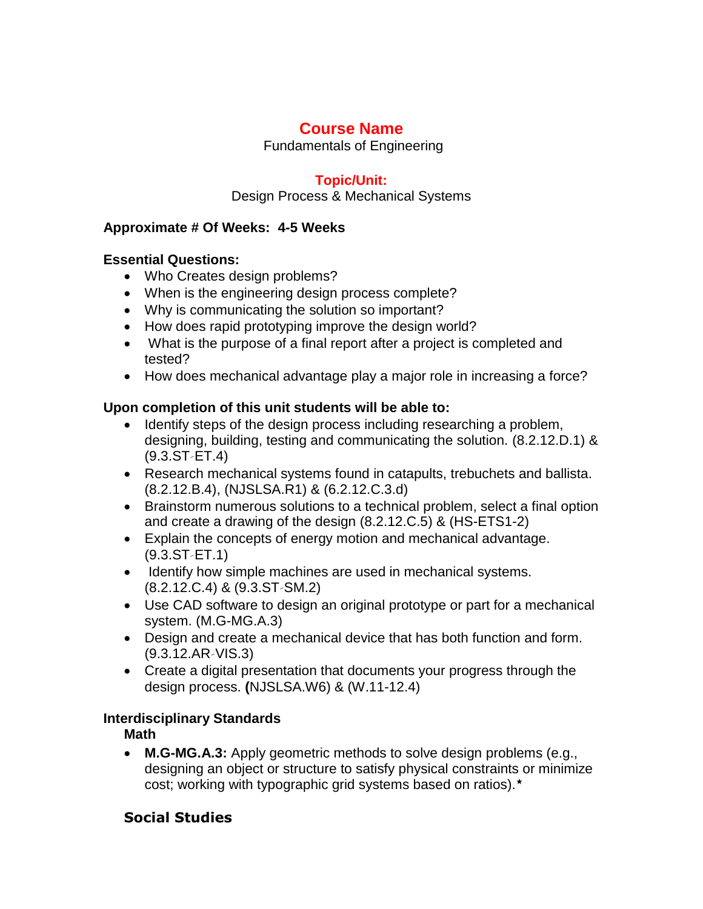## Course Name

Fundamentals of Engineering

### Topic/Unit:

Design Process & Mechanical Systems

**Approximate # Of Weeks: 4-5 Weeks**

**Essential Questions:**

- Who Creates design problems?
- When is the engineering design process complete?
- Why is communicating the solution so important?
- How does rapid prototyping improve the design world?
- What is the purpose of a final report after a project is completed and tested?
- How does mechanical advantage play a major role in increasing a force?

**Upon completion of this unit students will be able to:**

- Identify steps of the design process including researching a problem, designing, building, testing and communicating the solution. (8.2.12.D.1) & (9.3.ST-ET.4)
- Research mechanical systems found in catapults, trebuchets and ballista. (8.2.12.B.4), (NJSLSA.R1) & (6.2.12.C.3.d)
- Brainstorm numerous solutions to a technical problem, select a final option and create a drawing of the design (8.2.12.C.5) & (HS-ETS1-2)
- Explain the concepts of energy motion and mechanical advantage. (9.3.ST-ET.1)
- Identify how simple machines are used in mechanical systems. (8.2.12.C.4) & (9.3.ST-SM.2)
- Use CAD software to design an original prototype or part for a mechanical system. (M.G-MG.A.3)
- Design and create a mechanical device that has both function and form. (9.3.12.AR-VIS.3)
- Create a digital presentation that documents your progress through the design process. **(**NJSLSA.W6) & (W.11-12.4)

**Interdisciplinary Standards**

**Math**

- **M.G-MG.A.3:** Apply geometric methods to solve design problems (e.g., designing an object or structure to satisfy physical constraints or minimize cost; working with typographic grid systems based on ratios).*

**Social Studies**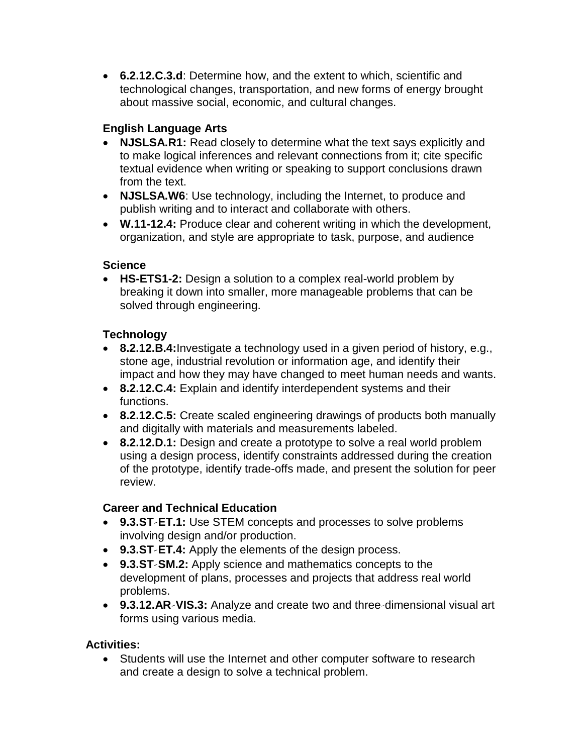- **6.2.12.C.3.d**: Determine how, and the extent to which, scientific and technological changes, transportation, and new forms of energy brought about massive social, economic, and cultural changes.

**English Language Arts**

- **NJSLSA.R1:** Read closely to determine what the text says explicitly and to make logical inferences and relevant connections from it; cite specific textual evidence when writing or speaking to support conclusions drawn from the text.
- **NJSLSA.W6**: Use technology, including the Internet, to produce and publish writing and to interact and collaborate with others.
- **W.11-12.4:** Produce clear and coherent writing in which the development, organization, and style are appropriate to task, purpose, and audience

**Science**

- **HS-ETS1-2:** Design a solution to a complex real-world problem by breaking it down into smaller, more manageable problems that can be solved through engineering.

**Technology**

- **8.2.12.B.4:**Investigate a technology used in a given period of history, e.g., stone age, industrial revolution or information age, and identify their impact and how they may have changed to meet human needs and wants.
- **8.2.12.C.4:** Explain and identify interdependent systems and their functions.
- **8.2.12.C.5:** Create scaled engineering drawings of products both manually and digitally with materials and measurements labeled.
- **8.2.12.D.1:** Design and create a prototype to solve a real world problem using a design process, identify constraints addressed during the creation of the prototype, identify trade-offs made, and present the solution for peer review.

**Career and Technical Education**

- **9.3.ST-ET.1:** Use STEM concepts and processes to solve problems involving design and/or production.
- **9.3.ST-ET.4:** Apply the elements of the design process.
- **9.3.ST-SM.2:** Apply science and mathematics concepts to the development of plans, processes and projects that address real world problems.
- **9.3.12.AR-VIS.3:** Analyze and create two and three-dimensional visual art forms using various media.

**Activities:**

- Students will use the Internet and other computer software to research and create a design to solve a technical problem.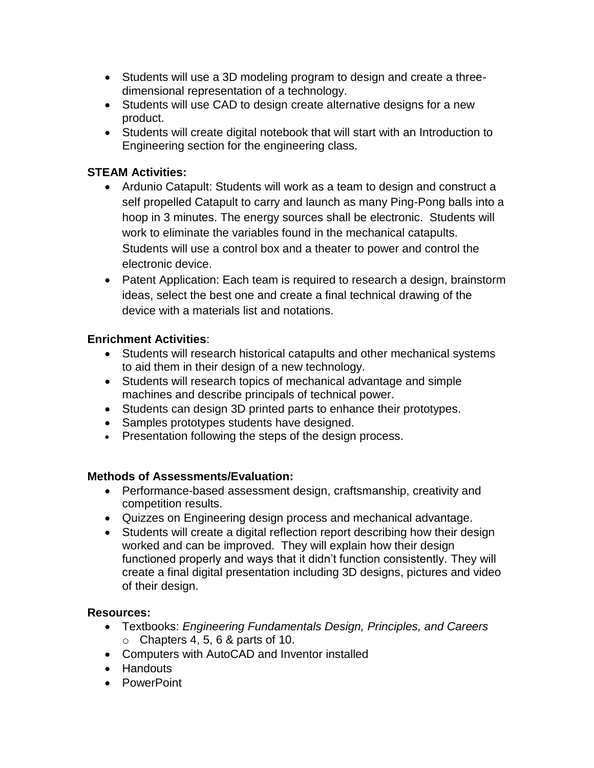- Students will use a 3D modeling program to design and create a three-dimensional representation of a technology.
- Students will use CAD to design create alternative designs for a new product.
- Students will create digital notebook that will start with an Introduction to Engineering section for the engineering class.

**STEAM Activities:**

- Ardunio Catapult: Students will work as a team to design and construct a self propelled Catapult to carry and launch as many Ping-Pong balls into a hoop in 3 minutes. The energy sources shall be electronic. Students will work to eliminate the variables found in the mechanical catapults. Students will use a control box and a theater to power and control the electronic device.
- Patent Application: Each team is required to research a design, brainstorm ideas, select the best one and create a final technical drawing of the device with a materials list and notations.

**Enrichment Activities**:

- Students will research historical catapults and other mechanical systems to aid them in their design of a new technology.
- Students will research topics of mechanical advantage and simple machines and describe principals of technical power.
- Students can design 3D printed parts to enhance their prototypes.
- Samples prototypes students have designed.
- Presentation following the steps of the design process.

**Methods of Assessments/Evaluation:**

- Performance-based assessment design, craftsmanship, creativity and competition results.
- Quizzes on Engineering design process and mechanical advantage.
- Students will create a digital reflection report describing how their design worked and can be improved. They will explain how their design functioned properly and ways that it didn't function consistently. They will create a final digital presentation including 3D designs, pictures and video of their design.

**Resources:**

- Textbooks: *Engineering Fundamentals Design, Principles, and Careers*
  - Chapters 4, 5, 6 & parts of 10.
- Computers with AutoCAD and Inventor installed
- Handouts
- PowerPoint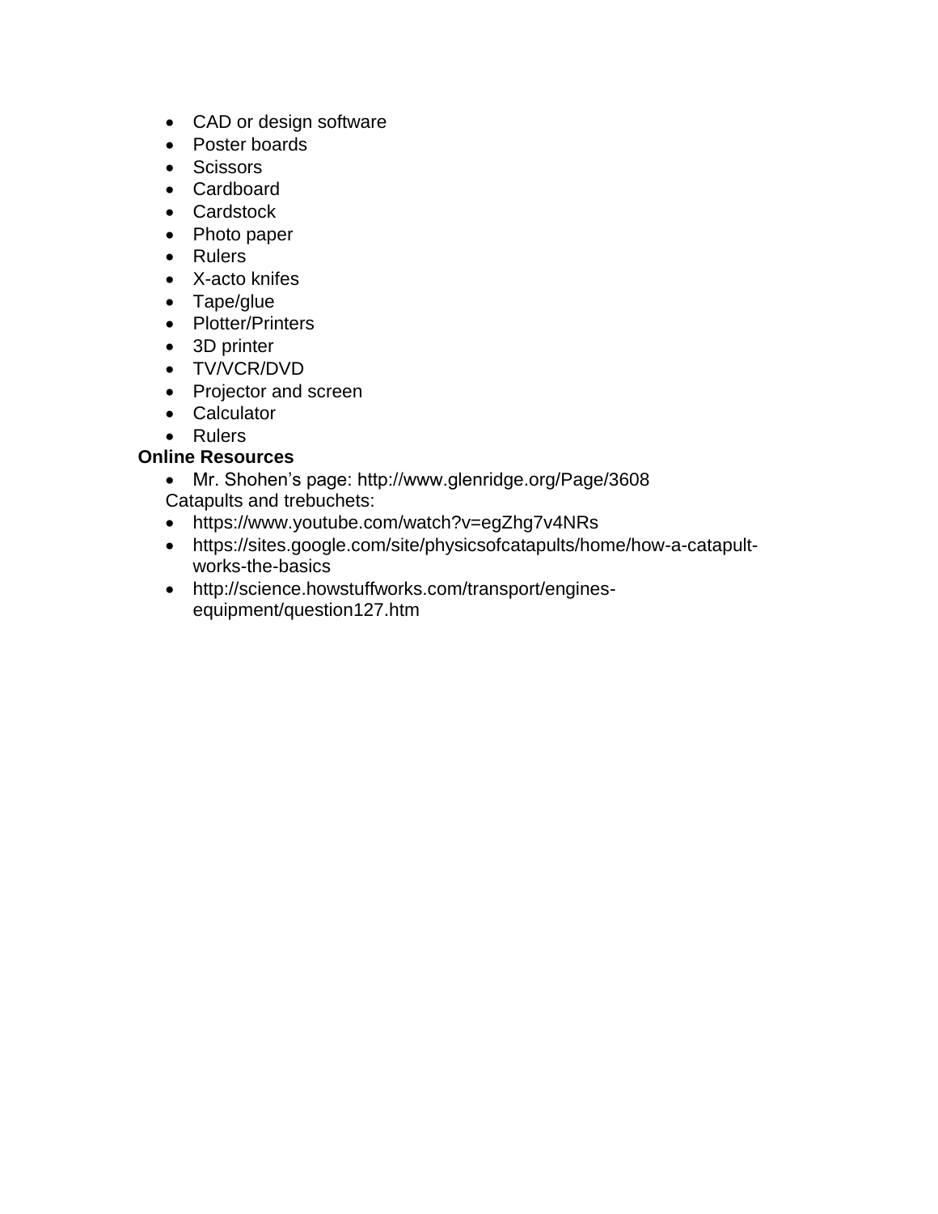- CAD or design software
- Poster boards
- Scissors
- Cardboard
- Cardstock
- Photo paper
- Rulers
- X-acto knifes
- Tape/glue
- Plotter/Printers
- 3D printer
- TV/VCR/DVD
- Projector and screen
- Calculator
- Rulers

**Online Resources**

- Mr. Shohen's page: http://www.glenridge.org/Page/3608

Catapults and trebuchets:

- https://www.youtube.com/watch?v=egZhg7v4NRs
- https://sites.google.com/site/physicsofcatapults/home/how-a-catapult-works-the-basics
- http://science.howstuffworks.com/transport/engines-equipment/question127.htm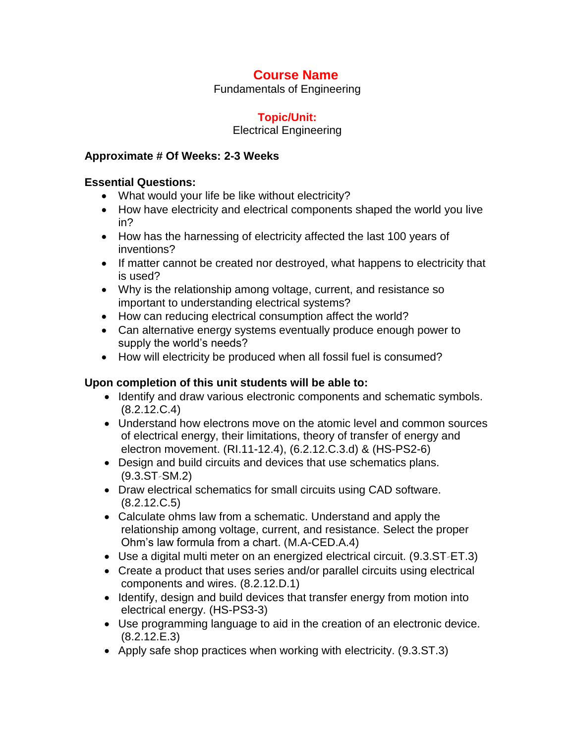## Course Name

Fundamentals of Engineering

## Topic/Unit:

Electrical Engineering

**Approximate # Of Weeks: 2-3 Weeks**

**Essential Questions:**

- What would your life be like without electricity?
- How have electricity and electrical components shaped the world you live in?
- How has the harnessing of electricity affected the last 100 years of inventions?
- If matter cannot be created nor destroyed, what happens to electricity that is used?
- Why is the relationship among voltage, current, and resistance so important to understanding electrical systems?
- How can reducing electrical consumption affect the world?
- Can alternative energy systems eventually produce enough power to supply the world's needs?
- How will electricity be produced when all fossil fuel is consumed?

**Upon completion of this unit students will be able to:**

- Identify and draw various electronic components and schematic symbols. (8.2.12.C.4)
- Understand how electrons move on the atomic level and common sources of electrical energy, their limitations, theory of transfer of energy and electron movement. (RI.11-12.4), (6.2.12.C.3.d) & (HS-PS2-6)
- Design and build circuits and devices that use schematics plans. (9.3.ST‐SM.2)
- Draw electrical schematics for small circuits using CAD software. (8.2.12.C.5)
- Calculate ohms law from a schematic. Understand and apply the relationship among voltage, current, and resistance. Select the proper Ohm's law formula from a chart. (M.A-CED.A.4)
- Use a digital multi meter on an energized electrical circuit. (9.3.ST‐ET.3)
- Create a product that uses series and/or parallel circuits using electrical components and wires. (8.2.12.D.1)
- Identify, design and build devices that transfer energy from motion into electrical energy. (HS-PS3-3)
- Use programming language to aid in the creation of an electronic device. (8.2.12.E.3)
- Apply safe shop practices when working with electricity. (9.3.ST.3)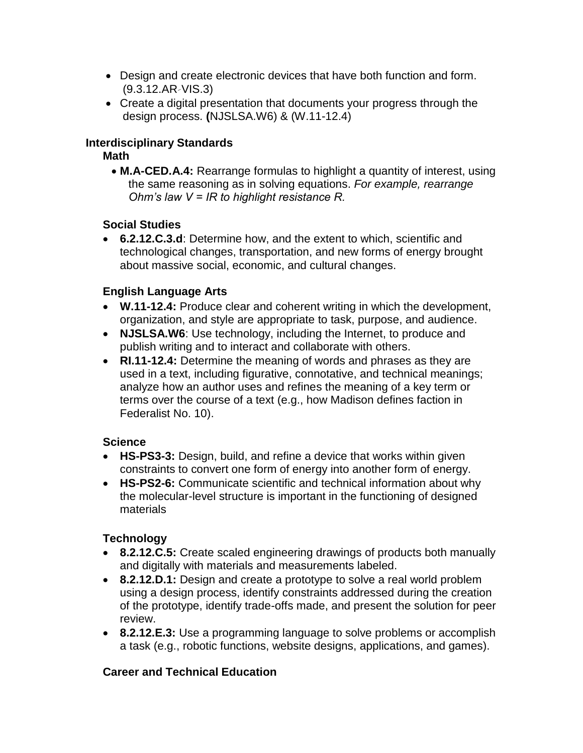- Design and create electronic devices that have both function and form. (9.3.12.AR-VIS.3)
- Create a digital presentation that documents your progress through the design process. **(**NJSLSA.W6) & (W.11-12.4)

**Interdisciplinary Standards**

**Math**

- **M.A-CED.A.4:** Rearrange formulas to highlight a quantity of interest, using the same reasoning as in solving equations. *For example, rearrange Ohm's law $V = IR$ to highlight resistance $R$.*

**Social Studies**

- **6.2.12.C.3.d**: Determine how, and the extent to which, scientific and technological changes, transportation, and new forms of energy brought about massive social, economic, and cultural changes.

**English Language Arts**

- **W.11-12.4:** Produce clear and coherent writing in which the development, organization, and style are appropriate to task, purpose, and audience.
- **NJSLSA.W6**: Use technology, including the Internet, to produce and publish writing and to interact and collaborate with others.
- **RI.11-12.4:** Determine the meaning of words and phrases as they are used in a text, including figurative, connotative, and technical meanings; analyze how an author uses and refines the meaning of a key term or terms over the course of a text (e.g., how Madison defines faction in Federalist No. 10).

**Science**

- **HS-PS3-3:** Design, build, and refine a device that works within given constraints to convert one form of energy into another form of energy.
- **HS-PS2-6:** Communicate scientific and technical information about why the molecular-level structure is important in the functioning of designed materials

**Technology**

- **8.2.12.C.5:** Create scaled engineering drawings of products both manually and digitally with materials and measurements labeled.
- **8.2.12.D.1:** Design and create a prototype to solve a real world problem using a design process, identify constraints addressed during the creation of the prototype, identify trade-offs made, and present the solution for peer review.
- **8.2.12.E.3:** Use a programming language to solve problems or accomplish a task (e.g., robotic functions, website designs, applications, and games).

**Career and Technical Education**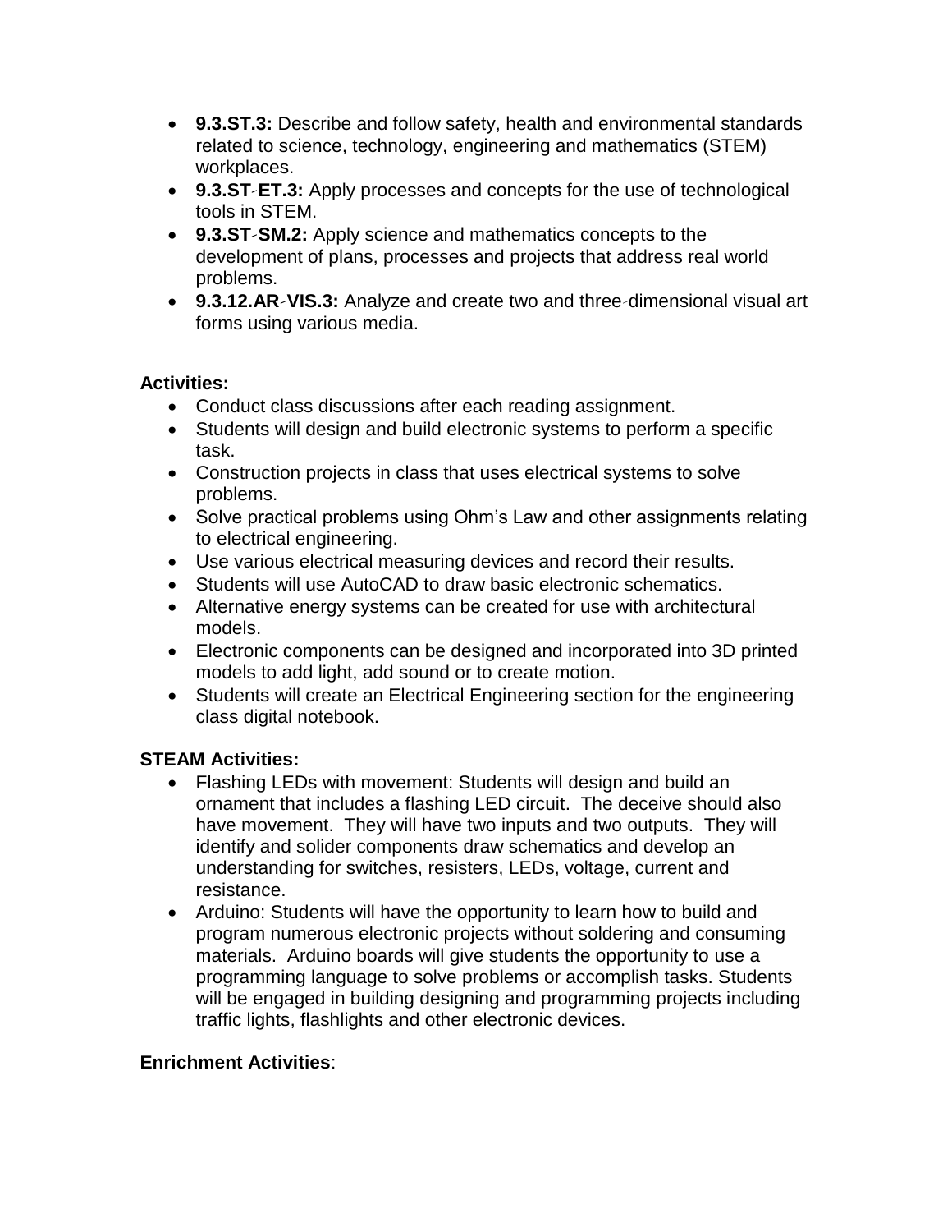- **9.3.ST.3:** Describe and follow safety, health and environmental standards related to science, technology, engineering and mathematics (STEM) workplaces.
- **9.3.ST‐ET.3:** Apply processes and concepts for the use of technological tools in STEM.
- **9.3.ST‐SM.2:** Apply science and mathematics concepts to the development of plans, processes and projects that address real world problems.
- **9.3.12.AR‐VIS.3:** Analyze and create two and three‐dimensional visual art forms using various media.

**Activities:**

- Conduct class discussions after each reading assignment.
- Students will design and build electronic systems to perform a specific task.
- Construction projects in class that uses electrical systems to solve problems.
- Solve practical problems using Ohm's Law and other assignments relating to electrical engineering.
- Use various electrical measuring devices and record their results.
- Students will use AutoCAD to draw basic electronic schematics.
- Alternative energy systems can be created for use with architectural models.
- Electronic components can be designed and incorporated into 3D printed models to add light, add sound or to create motion.
- Students will create an Electrical Engineering section for the engineering class digital notebook.

**STEAM Activities:**

- Flashing LEDs with movement: Students will design and build an ornament that includes a flashing LED circuit. The deceive should also have movement. They will have two inputs and two outputs. They will identify and solider components draw schematics and develop an understanding for switches, resisters, LEDs, voltage, current and resistance.
- Arduino: Students will have the opportunity to learn how to build and program numerous electronic projects without soldering and consuming materials. Arduino boards will give students the opportunity to use a programming language to solve problems or accomplish tasks. Students will be engaged in building designing and programming projects including traffic lights, flashlights and other electronic devices.

**Enrichment Activities**: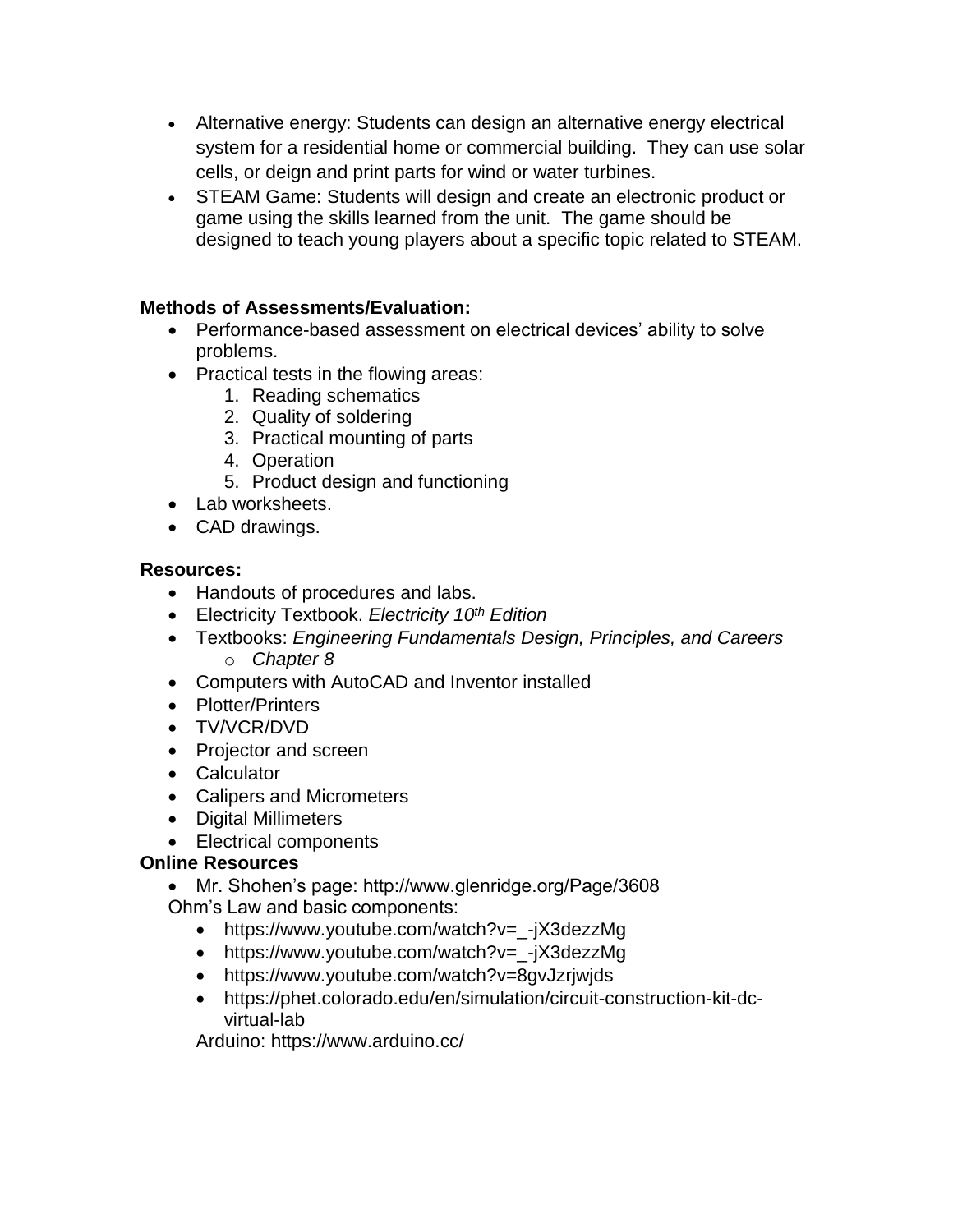- Alternative energy: Students can design an alternative energy electrical system for a residential home or commercial building. They can use solar cells, or deign and print parts for wind or water turbines.
- STEAM Game: Students will design and create an electronic product or game using the skills learned from the unit. The game should be designed to teach young players about a specific topic related to STEAM.

**Methods of Assessments/Evaluation:**

- Performance-based assessment on electrical devices' ability to solve problems.
- Practical tests in the flowing areas:
    1. Reading schematics
    2. Quality of soldering
    3. Practical mounting of parts
    4. Operation
    5. Product design and functioning
- Lab worksheets.
- CAD drawings.

**Resources:**

- Handouts of procedures and labs.
- Electricity Textbook. *Electricity 10th Edition*
- Textbooks: *Engineering Fundamentals Design, Principles, and Careers*
    - *Chapter 8*
- Computers with AutoCAD and Inventor installed
- Plotter/Printers
- TV/VCR/DVD
- Projector and screen
- Calculator
- Calipers and Micrometers
- Digital Millimeters
- Electrical components

**Online Resources**

- Mr. Shohen's page: http://www.glenridge.org/Page/3608

Ohm's Law and basic components:

- https://www.youtube.com/watch?v=_-jX3dezzMg
- https://www.youtube.com/watch?v=_-jX3dezzMg
- https://www.youtube.com/watch?v=8gvJzrjwjds
- https://phet.colorado.edu/en/simulation/circuit-construction-kit-dc-virtual-lab

Arduino: https://www.arduino.cc/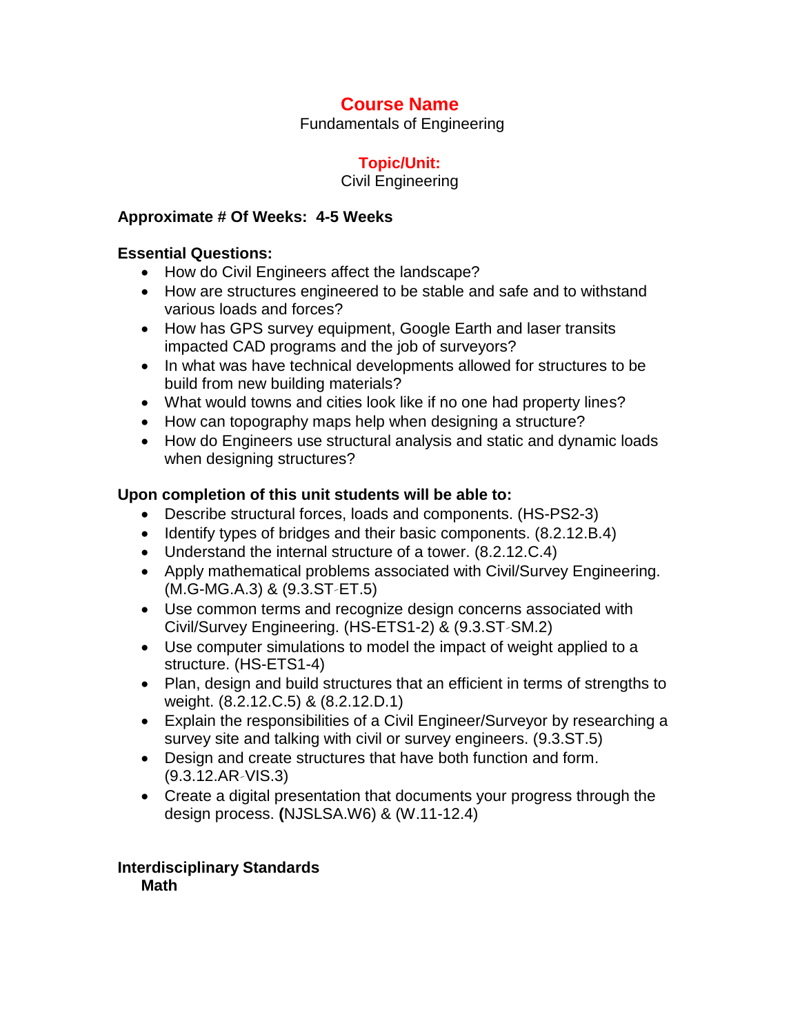## Course Name

Fundamentals of Engineering

## Topic/Unit:

Civil Engineering

**Approximate # Of Weeks: 4-5 Weeks**

**Essential Questions:**

- How do Civil Engineers affect the landscape?
- How are structures engineered to be stable and safe and to withstand various loads and forces?
- How has GPS survey equipment, Google Earth and laser transits impacted CAD programs and the job of surveyors?
- In what was have technical developments allowed for structures to be build from new building materials?
- What would towns and cities look like if no one had property lines?
- How can topography maps help when designing a structure?
- How do Engineers use structural analysis and static and dynamic loads when designing structures?

**Upon completion of this unit students will be able to:**

- Describe structural forces, loads and components. (HS-PS2-3)
- Identify types of bridges and their basic components. (8.2.12.B.4)
- Understand the internal structure of a tower. (8.2.12.C.4)
- Apply mathematical problems associated with Civil/Survey Engineering. (M.G-MG.A.3) & (9.3.ST-ET.5)
- Use common terms and recognize design concerns associated with Civil/Survey Engineering. (HS-ETS1-2) & (9.3.ST-SM.2)
- Use computer simulations to model the impact of weight applied to a structure. (HS-ETS1-4)
- Plan, design and build structures that an efficient in terms of strengths to weight. (8.2.12.C.5) & (8.2.12.D.1)
- Explain the responsibilities of a Civil Engineer/Surveyor by researching a survey site and talking with civil or survey engineers. (9.3.ST.5)
- Design and create structures that have both function and form. (9.3.12.AR-VIS.3)
- Create a digital presentation that documents your progress through the design process. **(**NJSLSA.W6) & (W.11-12.4)

**Interdisciplinary Standards**

**Math**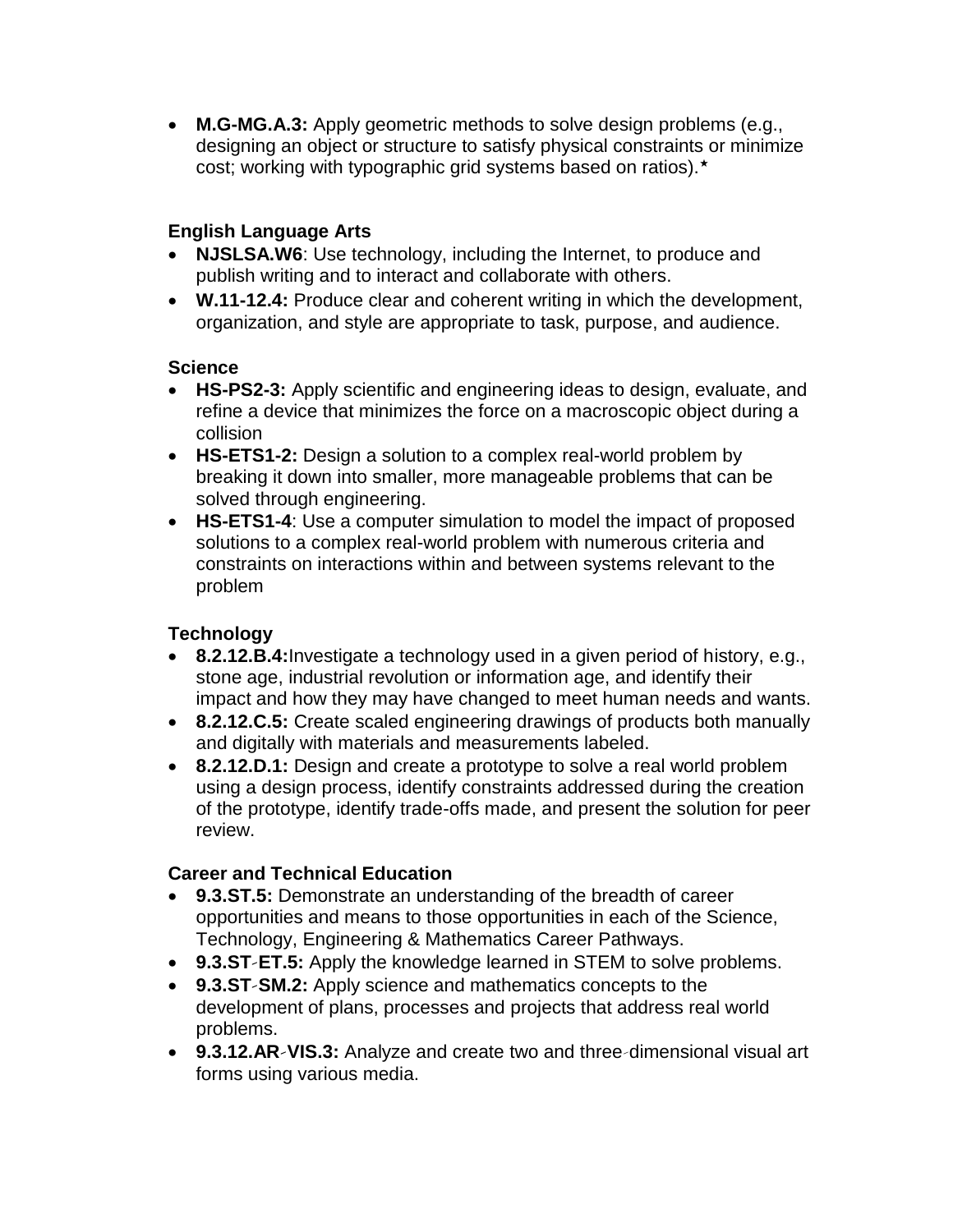- **M.G-MG.A.3:** Apply geometric methods to solve design problems (e.g., designing an object or structure to satisfy physical constraints or minimize cost; working with typographic grid systems based on ratios).*

**English Language Arts**
- **NJSLSA.W6**: Use technology, including the Internet, to produce and publish writing and to interact and collaborate with others.
- **W.11-12.4:** Produce clear and coherent writing in which the development, organization, and style are appropriate to task, purpose, and audience.

**Science**
- **HS-PS2-3:** Apply scientific and engineering ideas to design, evaluate, and refine a device that minimizes the force on a macroscopic object during a collision
- **HS-ETS1-2:** Design a solution to a complex real-world problem by breaking it down into smaller, more manageable problems that can be solved through engineering.
- **HS-ETS1-4**: Use a computer simulation to model the impact of proposed solutions to a complex real-world problem with numerous criteria and constraints on interactions within and between systems relevant to the problem

**Technology**
- **8.2.12.B.4:**Investigate a technology used in a given period of history, e.g., stone age, industrial revolution or information age, and identify their impact and how they may have changed to meet human needs and wants.
- **8.2.12.C.5:** Create scaled engineering drawings of products both manually and digitally with materials and measurements labeled.
- **8.2.12.D.1:** Design and create a prototype to solve a real world problem using a design process, identify constraints addressed during the creation of the prototype, identify trade-offs made, and present the solution for peer review.

**Career and Technical Education**
- **9.3.ST.5:** Demonstrate an understanding of the breadth of career opportunities and means to those opportunities in each of the Science, Technology, Engineering & Mathematics Career Pathways.
- **9.3.ST-ET.5:** Apply the knowledge learned in STEM to solve problems.
- **9.3.ST-SM.2:** Apply science and mathematics concepts to the development of plans, processes and projects that address real world problems.
- **9.3.12.AR-VIS.3:** Analyze and create two and three-dimensional visual art forms using various media.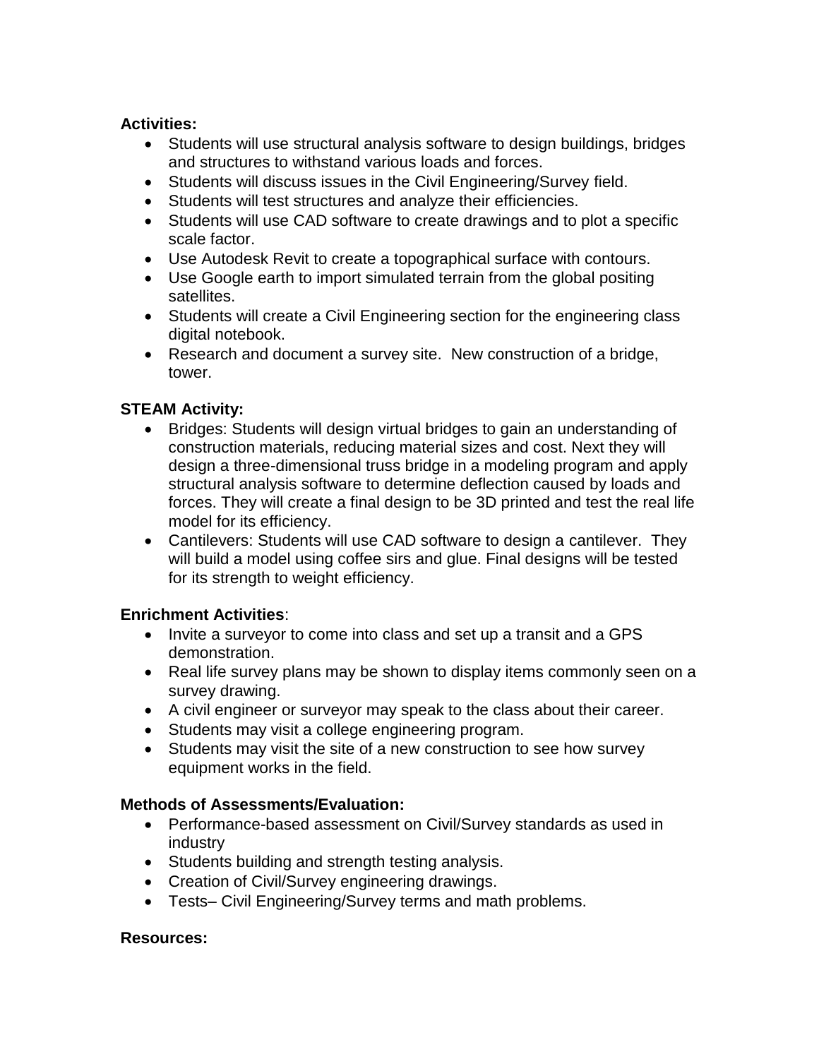**Activities:**

- Students will use structural analysis software to design buildings, bridges and structures to withstand various loads and forces.
- Students will discuss issues in the Civil Engineering/Survey field.
- Students will test structures and analyze their efficiencies.
- Students will use CAD software to create drawings and to plot a specific scale factor.
- Use Autodesk Revit to create a topographical surface with contours.
- Use Google earth to import simulated terrain from the global positing satellites.
- Students will create a Civil Engineering section for the engineering class digital notebook.
- Research and document a survey site. New construction of a bridge, tower.

**STEAM Activity:**

- Bridges: Students will design virtual bridges to gain an understanding of construction materials, reducing material sizes and cost. Next they will design a three-dimensional truss bridge in a modeling program and apply structural analysis software to determine deflection caused by loads and forces. They will create a final design to be 3D printed and test the real life model for its efficiency.
- Cantilevers: Students will use CAD software to design a cantilever. They will build a model using coffee sirs and glue. Final designs will be tested for its strength to weight efficiency.

**Enrichment Activities**:

- Invite a surveyor to come into class and set up a transit and a GPS demonstration.
- Real life survey plans may be shown to display items commonly seen on a survey drawing.
- A civil engineer or surveyor may speak to the class about their career.
- Students may visit a college engineering program.
- Students may visit the site of a new construction to see how survey equipment works in the field.

**Methods of Assessments/Evaluation:**

- Performance-based assessment on Civil/Survey standards as used in industry
- Students building and strength testing analysis.
- Creation of Civil/Survey engineering drawings.
- Tests– Civil Engineering/Survey terms and math problems.

**Resources:**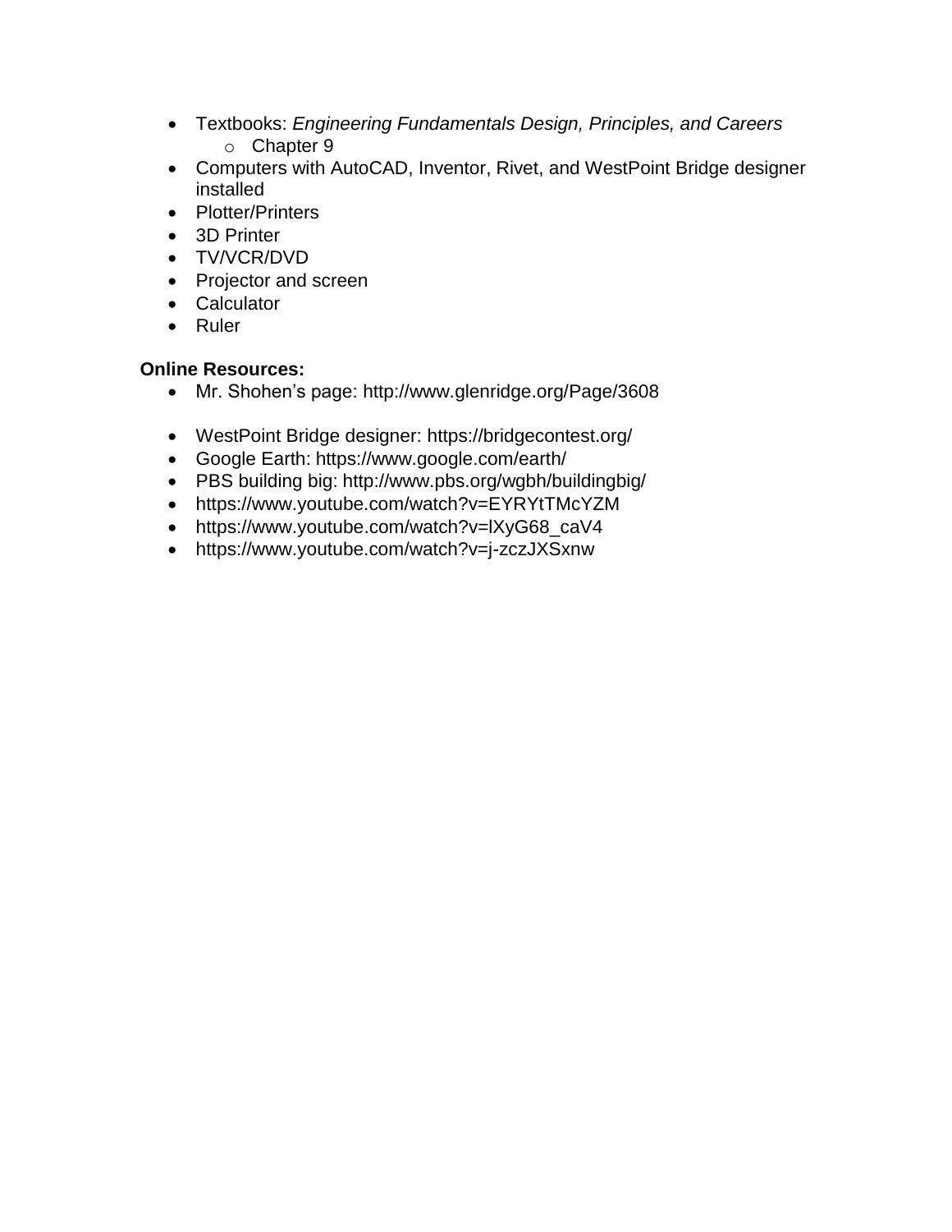- Textbooks: *Engineering Fundamentals Design, Principles, and Careers*
  - Chapter 9
- Computers with AutoCAD, Inventor, Rivet, and WestPoint Bridge designer installed
- Plotter/Printers
- 3D Printer
- TV/VCR/DVD
- Projector and screen
- Calculator
- Ruler

**Online Resources:**

- Mr. Shohen's page: http://www.glenridge.org/Page/3608

- WestPoint Bridge designer: https://bridgecontest.org/
- Google Earth: https://www.google.com/earth/
- PBS building big: http://www.pbs.org/wgbh/buildingbig/
- https://www.youtube.com/watch?v=EYRYtTMcYZM
- https://www.youtube.com/watch?v=lXyG68_caV4
- https://www.youtube.com/watch?v=j-zczJXSxnw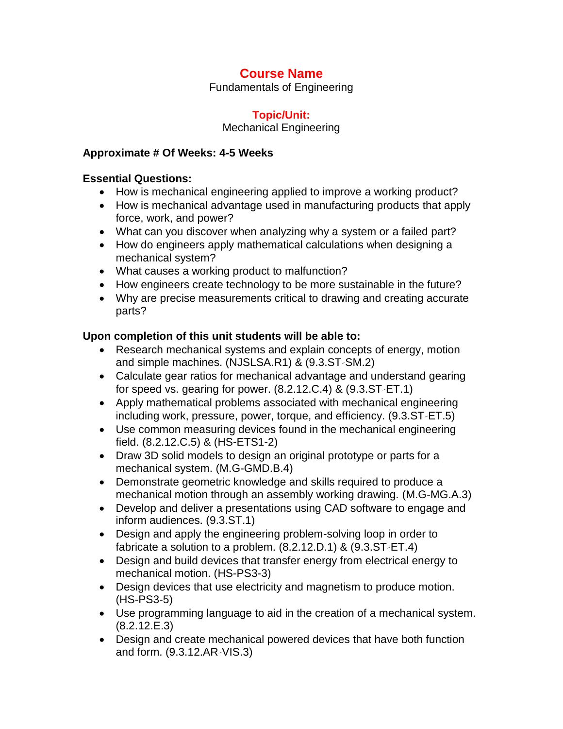# Course Name

Fundamentals of Engineering

## Topic/Unit:

Mechanical Engineering

**Approximate # Of Weeks: 4-5 Weeks**

**Essential Questions:**

- How is mechanical engineering applied to improve a working product?
- How is mechanical advantage used in manufacturing products that apply force, work, and power?
- What can you discover when analyzing why a system or a failed part?
- How do engineers apply mathematical calculations when designing a mechanical system?
- What causes a working product to malfunction?
- How engineers create technology to be more sustainable in the future?
- Why are precise measurements critical to drawing and creating accurate parts?

**Upon completion of this unit students will be able to:**

- Research mechanical systems and explain concepts of energy, motion and simple machines. (NJSLSA.R1) & (9.3.ST-SM.2)
- Calculate gear ratios for mechanical advantage and understand gearing for speed vs. gearing for power. (8.2.12.C.4) & (9.3.ST-ET.1)
- Apply mathematical problems associated with mechanical engineering including work, pressure, power, torque, and efficiency. (9.3.ST-ET.5)
- Use common measuring devices found in the mechanical engineering field. (8.2.12.C.5) & (HS-ETS1-2)
- Draw 3D solid models to design an original prototype or parts for a mechanical system. (M.G-GMD.B.4)
- Demonstrate geometric knowledge and skills required to produce a mechanical motion through an assembly working drawing. (M.G-MG.A.3)
- Develop and deliver a presentations using CAD software to engage and inform audiences. (9.3.ST.1)
- Design and apply the engineering problem-solving loop in order to fabricate a solution to a problem. (8.2.12.D.1) & (9.3.ST-ET.4)
- Design and build devices that transfer energy from electrical energy to mechanical motion. (HS-PS3-3)
- Design devices that use electricity and magnetism to produce motion. (HS-PS3-5)
- Use programming language to aid in the creation of a mechanical system. (8.2.12.E.3)
- Design and create mechanical powered devices that have both function and form. (9.3.12.AR-VIS.3)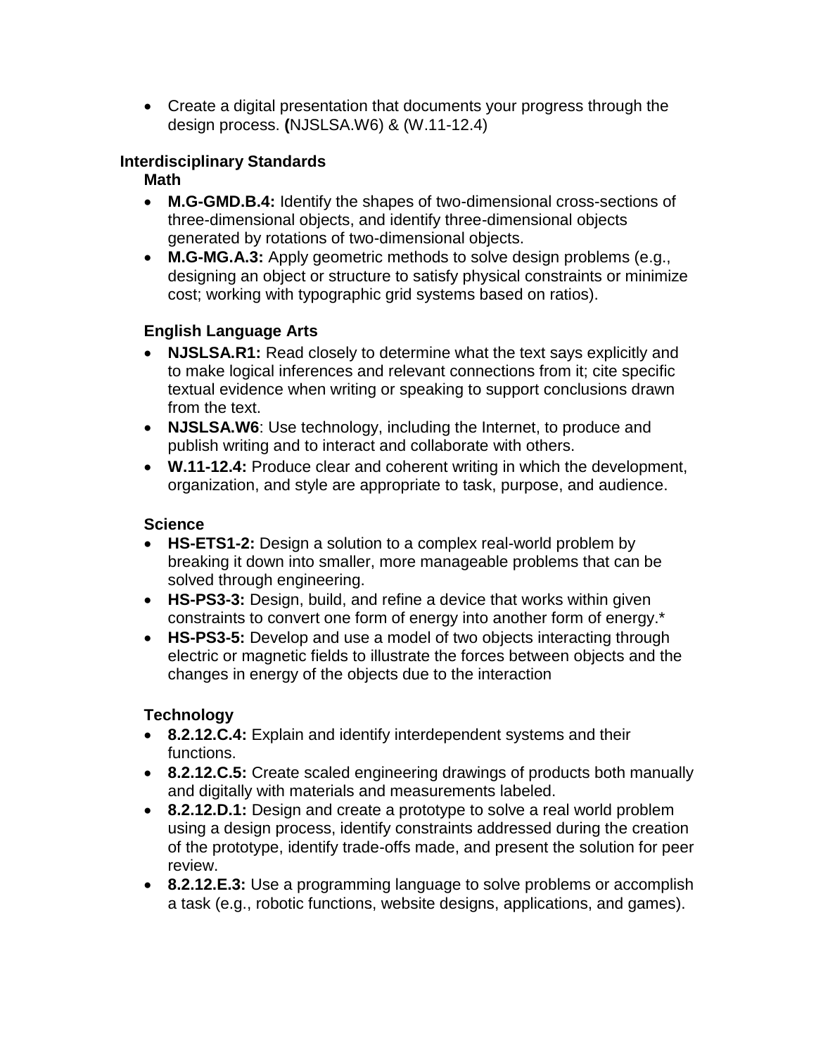- Create a digital presentation that documents your progress through the design process. **(**NJSLSA.W6) & (W.11-12.4)

**Interdisciplinary Standards**

**Math**

- **M.G-GMD.B.4:** Identify the shapes of two-dimensional cross-sections of three-dimensional objects, and identify three-dimensional objects generated by rotations of two-dimensional objects.
- **M.G-MG.A.3:** Apply geometric methods to solve design problems (e.g., designing an object or structure to satisfy physical constraints or minimize cost; working with typographic grid systems based on ratios).

**English Language Arts**

- **NJSLSA.R1:** Read closely to determine what the text says explicitly and to make logical inferences and relevant connections from it; cite specific textual evidence when writing or speaking to support conclusions drawn from the text.
- **NJSLSA.W6**: Use technology, including the Internet, to produce and publish writing and to interact and collaborate with others.
- **W.11-12.4:** Produce clear and coherent writing in which the development, organization, and style are appropriate to task, purpose, and audience.

**Science**

- **HS-ETS1-2:** Design a solution to a complex real-world problem by breaking it down into smaller, more manageable problems that can be solved through engineering.
- **HS-PS3-3:** Design, build, and refine a device that works within given constraints to convert one form of energy into another form of energy.*
- **HS-PS3-5:** Develop and use a model of two objects interacting through electric or magnetic fields to illustrate the forces between objects and the changes in energy of the objects due to the interaction

**Technology**

- **8.2.12.C.4:** Explain and identify interdependent systems and their functions.
- **8.2.12.C.5:** Create scaled engineering drawings of products both manually and digitally with materials and measurements labeled.
- **8.2.12.D.1:** Design and create a prototype to solve a real world problem using a design process, identify constraints addressed during the creation of the prototype, identify trade-offs made, and present the solution for peer review.
- **8.2.12.E.3:** Use a programming language to solve problems or accomplish a task (e.g., robotic functions, website designs, applications, and games).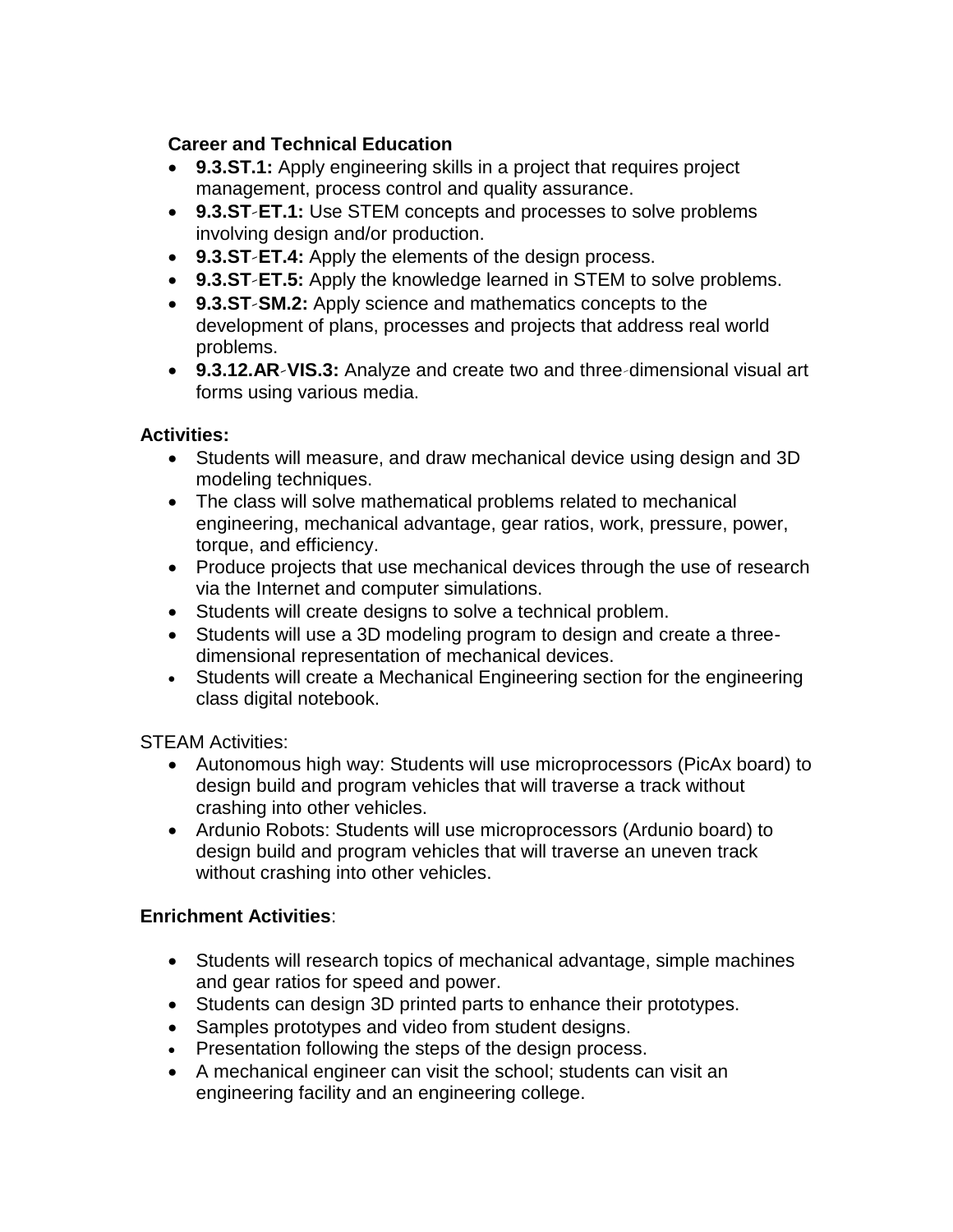**Career and Technical Education**

- **9.3.ST.1:** Apply engineering skills in a project that requires project management, process control and quality assurance.
- **9.3.ST‐ET.1:** Use STEM concepts and processes to solve problems involving design and/or production.
- **9.3.ST‐ET.4:** Apply the elements of the design process.
- **9.3.ST‐ET.5:** Apply the knowledge learned in STEM to solve problems.
- **9.3.ST‐SM.2:** Apply science and mathematics concepts to the development of plans, processes and projects that address real world problems.
- **9.3.12.AR‐VIS.3:** Analyze and create two and three‐dimensional visual art forms using various media.

**Activities:**

- Students will measure, and draw mechanical device using design and 3D modeling techniques.
- The class will solve mathematical problems related to mechanical engineering, mechanical advantage, gear ratios, work, pressure, power, torque, and efficiency.
- Produce projects that use mechanical devices through the use of research via the Internet and computer simulations.
- Students will create designs to solve a technical problem.
- Students will use a 3D modeling program to design and create a three-dimensional representation of mechanical devices.
- Students will create a Mechanical Engineering section for the engineering class digital notebook.

STEAM Activities:

- Autonomous high way: Students will use microprocessors (PicAx board) to design build and program vehicles that will traverse a track without crashing into other vehicles.
- Ardunio Robots: Students will use microprocessors (Ardunio board) to design build and program vehicles that will traverse an uneven track without crashing into other vehicles.

**Enrichment Activities**:

- Students will research topics of mechanical advantage, simple machines and gear ratios for speed and power.
- Students can design 3D printed parts to enhance their prototypes.
- Samples prototypes and video from student designs.
- Presentation following the steps of the design process.
- A mechanical engineer can visit the school; students can visit an engineering facility and an engineering college.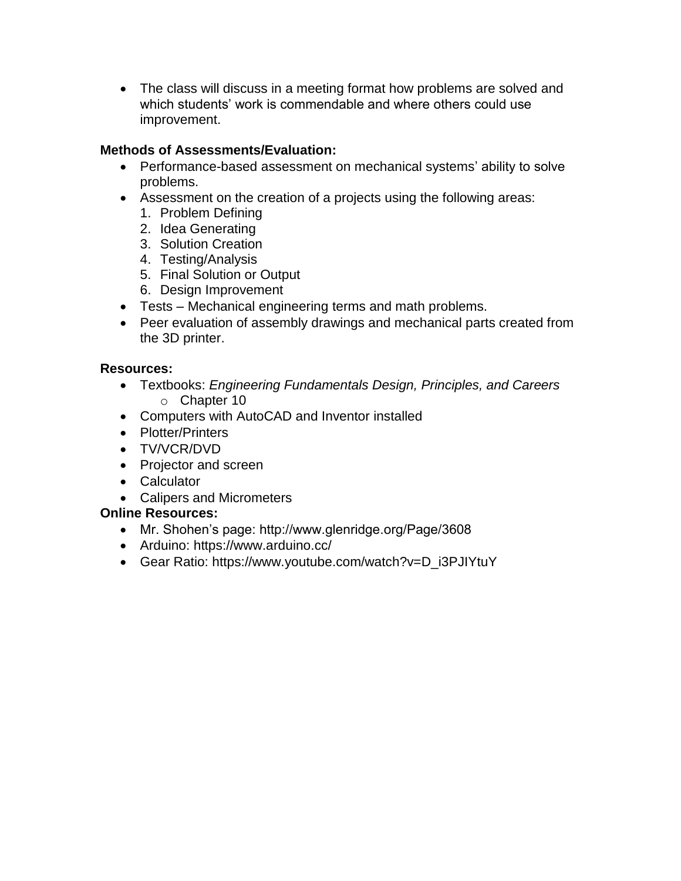- The class will discuss in a meeting format how problems are solved and which students' work is commendable and where others could use improvement.

**Methods of Assessments/Evaluation:**

- Performance-based assessment on mechanical systems' ability to solve problems.
- Assessment on the creation of a projects using the following areas:
  1. Problem Defining
  2. Idea Generating
  3. Solution Creation
  4. Testing/Analysis
  5. Final Solution or Output
  6. Design Improvement
- Tests – Mechanical engineering terms and math problems.
- Peer evaluation of assembly drawings and mechanical parts created from the 3D printer.

**Resources:**

- Textbooks: *Engineering Fundamentals Design, Principles, and Careers*
  - Chapter 10
- Computers with AutoCAD and Inventor installed
- Plotter/Printers
- TV/VCR/DVD
- Projector and screen
- Calculator
- Calipers and Micrometers

**Online Resources:**

- Mr. Shohen's page: http://www.glenridge.org/Page/3608
- Arduino: https://www.arduino.cc/
- Gear Ratio: https://www.youtube.com/watch?v=D_i3PJIYtuY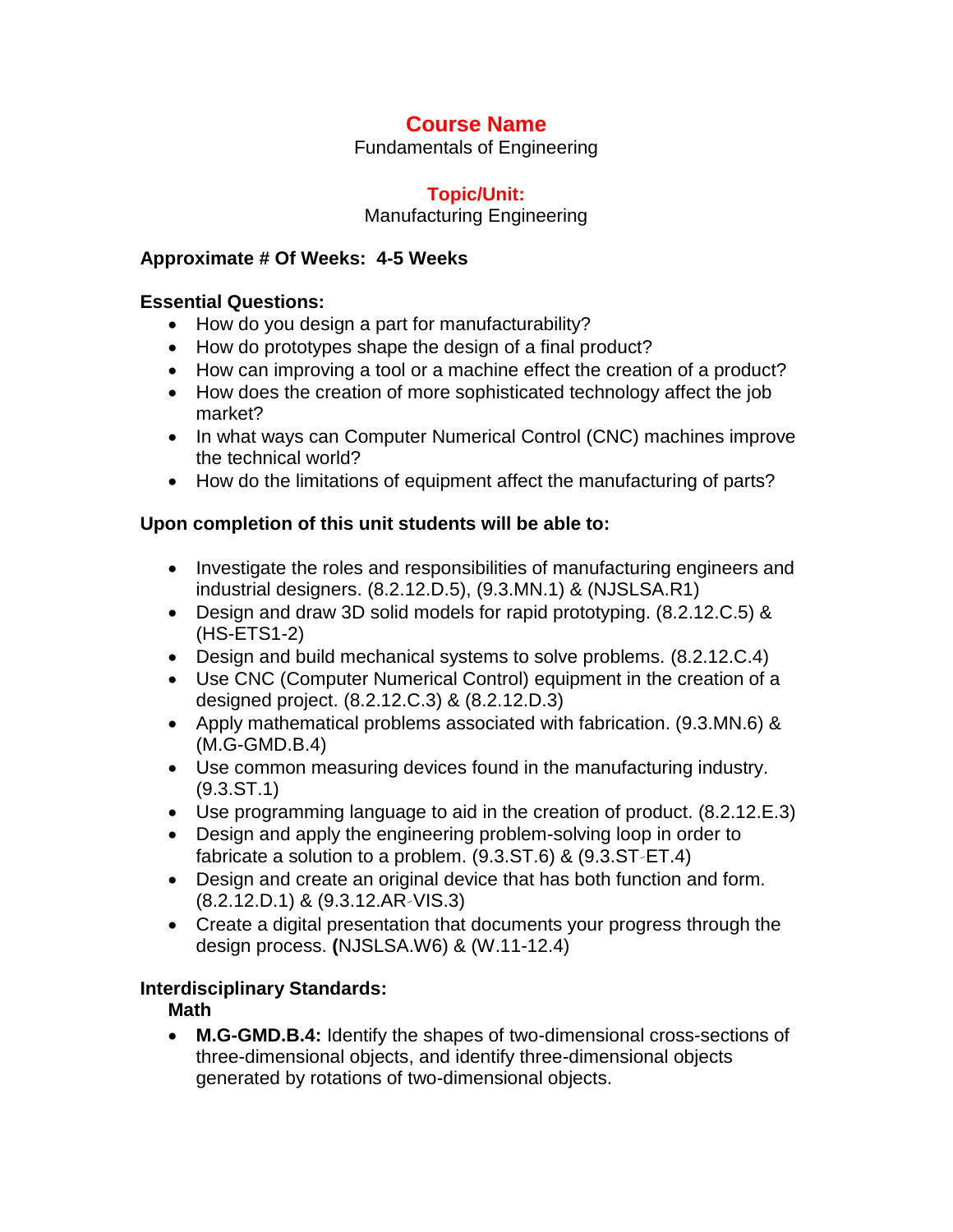# Course Name

Fundamentals of Engineering

## Topic/Unit:

Manufacturing Engineering

**Approximate # Of Weeks: 4-5 Weeks**

**Essential Questions:**

- How do you design a part for manufacturability?
- How do prototypes shape the design of a final product?
- How can improving a tool or a machine effect the creation of a product?
- How does the creation of more sophisticated technology affect the job market?
- In what ways can Computer Numerical Control (CNC) machines improve the technical world?
- How do the limitations of equipment affect the manufacturing of parts?

**Upon completion of this unit students will be able to:**

- Investigate the roles and responsibilities of manufacturing engineers and industrial designers. (8.2.12.D.5), (9.3.MN.1) & (NJSLSA.R1)
- Design and draw 3D solid models for rapid prototyping. (8.2.12.C.5) & (HS-ETS1-2)
- Design and build mechanical systems to solve problems. (8.2.12.C.4)
- Use CNC (Computer Numerical Control) equipment in the creation of a designed project. (8.2.12.C.3) & (8.2.12.D.3)
- Apply mathematical problems associated with fabrication. (9.3.MN.6) & (M.G-GMD.B.4)
- Use common measuring devices found in the manufacturing industry. (9.3.ST.1)
- Use programming language to aid in the creation of product. (8.2.12.E.3)
- Design and apply the engineering problem-solving loop in order to fabricate a solution to a problem. (9.3.ST.6) & (9.3.ST-ET.4)
- Design and create an original device that has both function and form. (8.2.12.D.1) & (9.3.12.AR-VIS.3)
- Create a digital presentation that documents your progress through the design process. **(**NJSLSA.W6) & (W.11-12.4)

**Interdisciplinary Standards:**

**Math**

- **M.G-GMD.B.4:** Identify the shapes of two-dimensional cross-sections of three-dimensional objects, and identify three-dimensional objects generated by rotations of two-dimensional objects.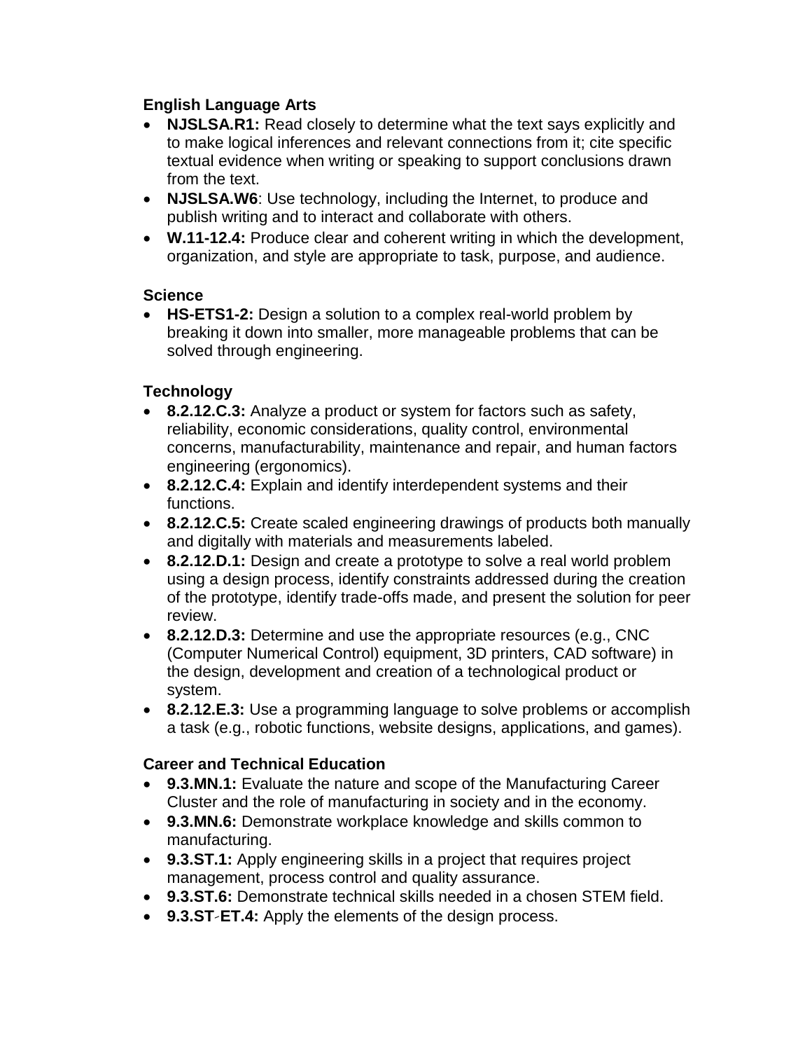**English Language Arts**

- **NJSLSA.R1:** Read closely to determine what the text says explicitly and to make logical inferences and relevant connections from it; cite specific textual evidence when writing or speaking to support conclusions drawn from the text.
- **NJSLSA.W6**: Use technology, including the Internet, to produce and publish writing and to interact and collaborate with others.
- **W.11-12.4:** Produce clear and coherent writing in which the development, organization, and style are appropriate to task, purpose, and audience.

**Science**

- **HS-ETS1-2:** Design a solution to a complex real-world problem by breaking it down into smaller, more manageable problems that can be solved through engineering.

**Technology**

- **8.2.12.C.3:** Analyze a product or system for factors such as safety, reliability, economic considerations, quality control, environmental concerns, manufacturability, maintenance and repair, and human factors engineering (ergonomics).
- **8.2.12.C.4:** Explain and identify interdependent systems and their functions.
- **8.2.12.C.5:** Create scaled engineering drawings of products both manually and digitally with materials and measurements labeled.
- **8.2.12.D.1:** Design and create a prototype to solve a real world problem using a design process, identify constraints addressed during the creation of the prototype, identify trade-offs made, and present the solution for peer review.
- **8.2.12.D.3:** Determine and use the appropriate resources (e.g., CNC (Computer Numerical Control) equipment, 3D printers, CAD software) in the design, development and creation of a technological product or system.
- **8.2.12.E.3:** Use a programming language to solve problems or accomplish a task (e.g., robotic functions, website designs, applications, and games).

**Career and Technical Education**

- **9.3.MN.1:** Evaluate the nature and scope of the Manufacturing Career Cluster and the role of manufacturing in society and in the economy.
- **9.3.MN.6:** Demonstrate workplace knowledge and skills common to manufacturing.
- **9.3.ST.1:** Apply engineering skills in a project that requires project management, process control and quality assurance.
- **9.3.ST.6:** Demonstrate technical skills needed in a chosen STEM field.
- **9.3.ST-ET.4:** Apply the elements of the design process.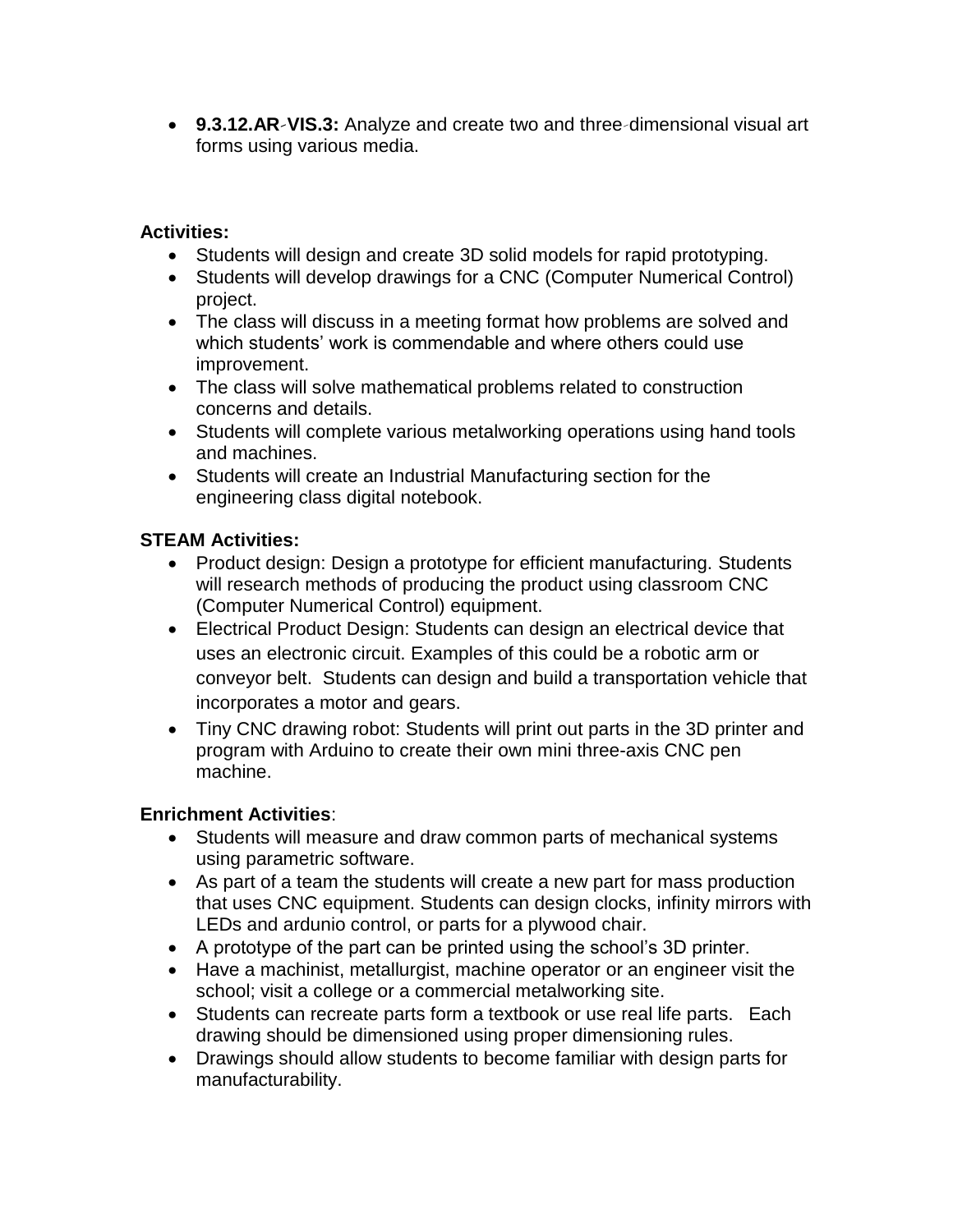- **9.3.12.AR‑VIS.3:** Analyze and create two and three‑dimensional visual art forms using various media.

**Activities:**

- Students will design and create 3D solid models for rapid prototyping.
- Students will develop drawings for a CNC (Computer Numerical Control) project.
- The class will discuss in a meeting format how problems are solved and which students' work is commendable and where others could use improvement.
- The class will solve mathematical problems related to construction concerns and details.
- Students will complete various metalworking operations using hand tools and machines.
- Students will create an Industrial Manufacturing section for the engineering class digital notebook.

**STEAM Activities:**

- Product design: Design a prototype for efficient manufacturing. Students will research methods of producing the product using classroom CNC (Computer Numerical Control) equipment.
- Electrical Product Design: Students can design an electrical device that uses an electronic circuit. Examples of this could be a robotic arm or conveyor belt. Students can design and build a transportation vehicle that incorporates a motor and gears.
- Tiny CNC drawing robot: Students will print out parts in the 3D printer and program with Arduino to create their own mini three-axis CNC pen machine.

**Enrichment Activities**:

- Students will measure and draw common parts of mechanical systems using parametric software.
- As part of a team the students will create a new part for mass production that uses CNC equipment. Students can design clocks, infinity mirrors with LEDs and ardunio control, or parts for a plywood chair.
- A prototype of the part can be printed using the school's 3D printer.
- Have a machinist, metallurgist, machine operator or an engineer visit the school; visit a college or a commercial metalworking site.
- Students can recreate parts form a textbook or use real life parts. Each drawing should be dimensioned using proper dimensioning rules.
- Drawings should allow students to become familiar with design parts for manufacturability.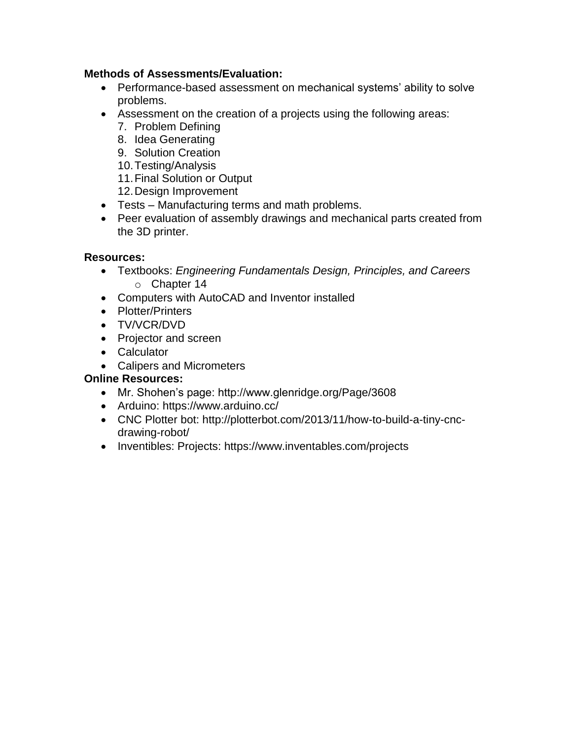**Methods of Assessments/Evaluation:**

- Performance-based assessment on mechanical systems' ability to solve problems.
- Assessment on the creation of a projects using the following areas:
  7. Problem Defining
  8. Idea Generating
  9. Solution Creation
  10. Testing/Analysis
  11. Final Solution or Output
  12. Design Improvement
- Tests – Manufacturing terms and math problems.
- Peer evaluation of assembly drawings and mechanical parts created from the 3D printer.

**Resources:**

- Textbooks: *Engineering Fundamentals Design, Principles, and Careers*
  - Chapter 14
- Computers with AutoCAD and Inventor installed
- Plotter/Printers
- TV/VCR/DVD
- Projector and screen
- Calculator
- Calipers and Micrometers

**Online Resources:**

- Mr. Shohen's page: http://www.glenridge.org/Page/3608
- Arduino: https://www.arduino.cc/
- CNC Plotter bot: http://plotterbot.com/2013/11/how-to-build-a-tiny-cnc-drawing-robot/
- Inventibles: Projects: https://www.inventables.com/projects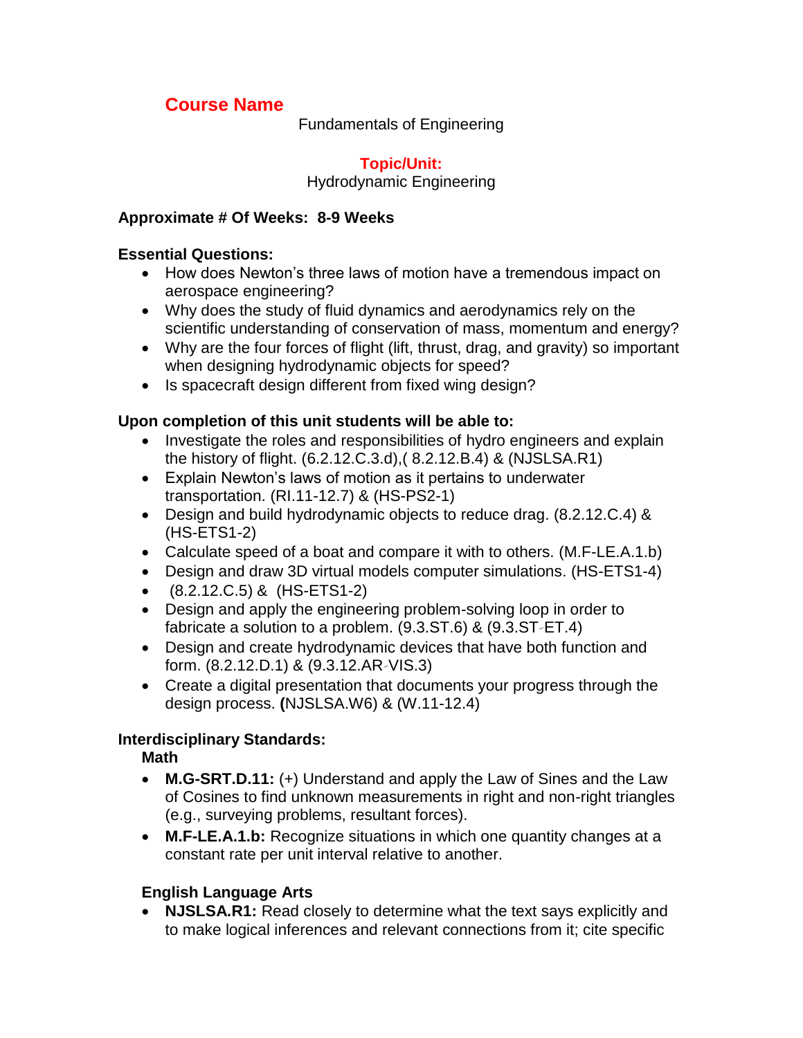## Course Name

Fundamentals of Engineering

### Topic/Unit:

Hydrodynamic Engineering

**Approximate # Of Weeks: 8-9 Weeks**

**Essential Questions:**

- How does Newton's three laws of motion have a tremendous impact on aerospace engineering?
- Why does the study of fluid dynamics and aerodynamics rely on the scientific understanding of conservation of mass, momentum and energy?
- Why are the four forces of flight (lift, thrust, drag, and gravity) so important when designing hydrodynamic objects for speed?
- Is spacecraft design different from fixed wing design?

**Upon completion of this unit students will be able to:**

- Investigate the roles and responsibilities of hydro engineers and explain the history of flight. (6.2.12.C.3.d),( 8.2.12.B.4) & (NJSLSA.R1)
- Explain Newton's laws of motion as it pertains to underwater transportation. (RI.11-12.7) & (HS-PS2-1)
- Design and build hydrodynamic objects to reduce drag. (8.2.12.C.4) & (HS-ETS1-2)
- Calculate speed of a boat and compare it with to others. (M.F-LE.A.1.b)
- Design and draw 3D virtual models computer simulations. (HS-ETS1-4)
- (8.2.12.C.5) & (HS-ETS1-2)
- Design and apply the engineering problem-solving loop in order to fabricate a solution to a problem. (9.3.ST.6) & (9.3.ST-ET.4)
- Design and create hydrodynamic devices that have both function and form. (8.2.12.D.1) & (9.3.12.AR-VIS.3)
- Create a digital presentation that documents your progress through the design process. **(**NJSLSA.W6) & (W.11-12.4)

**Interdisciplinary Standards:**

**Math**

- **M.G-SRT.D.11:** (+) Understand and apply the Law of Sines and the Law of Cosines to find unknown measurements in right and non-right triangles (e.g., surveying problems, resultant forces).
- **M.F-LE.A.1.b:** Recognize situations in which one quantity changes at a constant rate per unit interval relative to another.

**English Language Arts**

- **NJSLSA.R1:** Read closely to determine what the text says explicitly and to make logical inferences and relevant connections from it; cite specific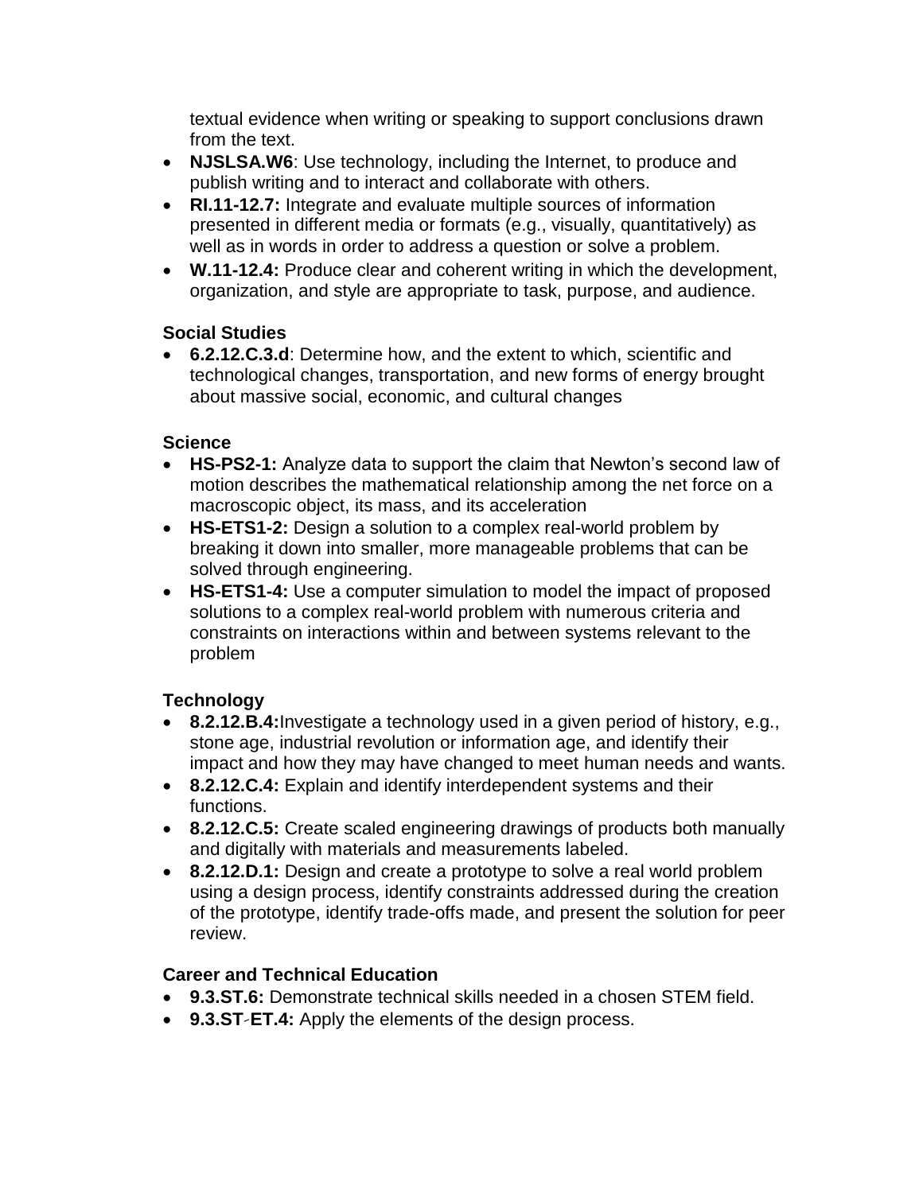textual evidence when writing or speaking to support conclusions drawn from the text.

- **NJSLSA.W6**: Use technology, including the Internet, to produce and publish writing and to interact and collaborate with others.
- **RI.11-12.7:** Integrate and evaluate multiple sources of information presented in different media or formats (e.g., visually, quantitatively) as well as in words in order to address a question or solve a problem.
- **W.11-12.4:** Produce clear and coherent writing in which the development, organization, and style are appropriate to task, purpose, and audience.

**Social Studies**

- **6.2.12.C.3.d**: Determine how, and the extent to which, scientific and technological changes, transportation, and new forms of energy brought about massive social, economic, and cultural changes

**Science**

- **HS-PS2-1:** Analyze data to support the claim that Newton's second law of motion describes the mathematical relationship among the net force on a macroscopic object, its mass, and its acceleration
- **HS-ETS1-2:** Design a solution to a complex real-world problem by breaking it down into smaller, more manageable problems that can be solved through engineering.
- **HS-ETS1-4:** Use a computer simulation to model the impact of proposed solutions to a complex real-world problem with numerous criteria and constraints on interactions within and between systems relevant to the problem

**Technology**

- **8.2.12.B.4:** Investigate a technology used in a given period of history, e.g., stone age, industrial revolution or information age, and identify their impact and how they may have changed to meet human needs and wants.
- **8.2.12.C.4:** Explain and identify interdependent systems and their functions.
- **8.2.12.C.5:** Create scaled engineering drawings of products both manually and digitally with materials and measurements labeled.
- **8.2.12.D.1:** Design and create a prototype to solve a real world problem using a design process, identify constraints addressed during the creation of the prototype, identify trade-offs made, and present the solution for peer review.

**Career and Technical Education**

- **9.3.ST.6:** Demonstrate technical skills needed in a chosen STEM field.
- **9.3.ST-ET.4:** Apply the elements of the design process.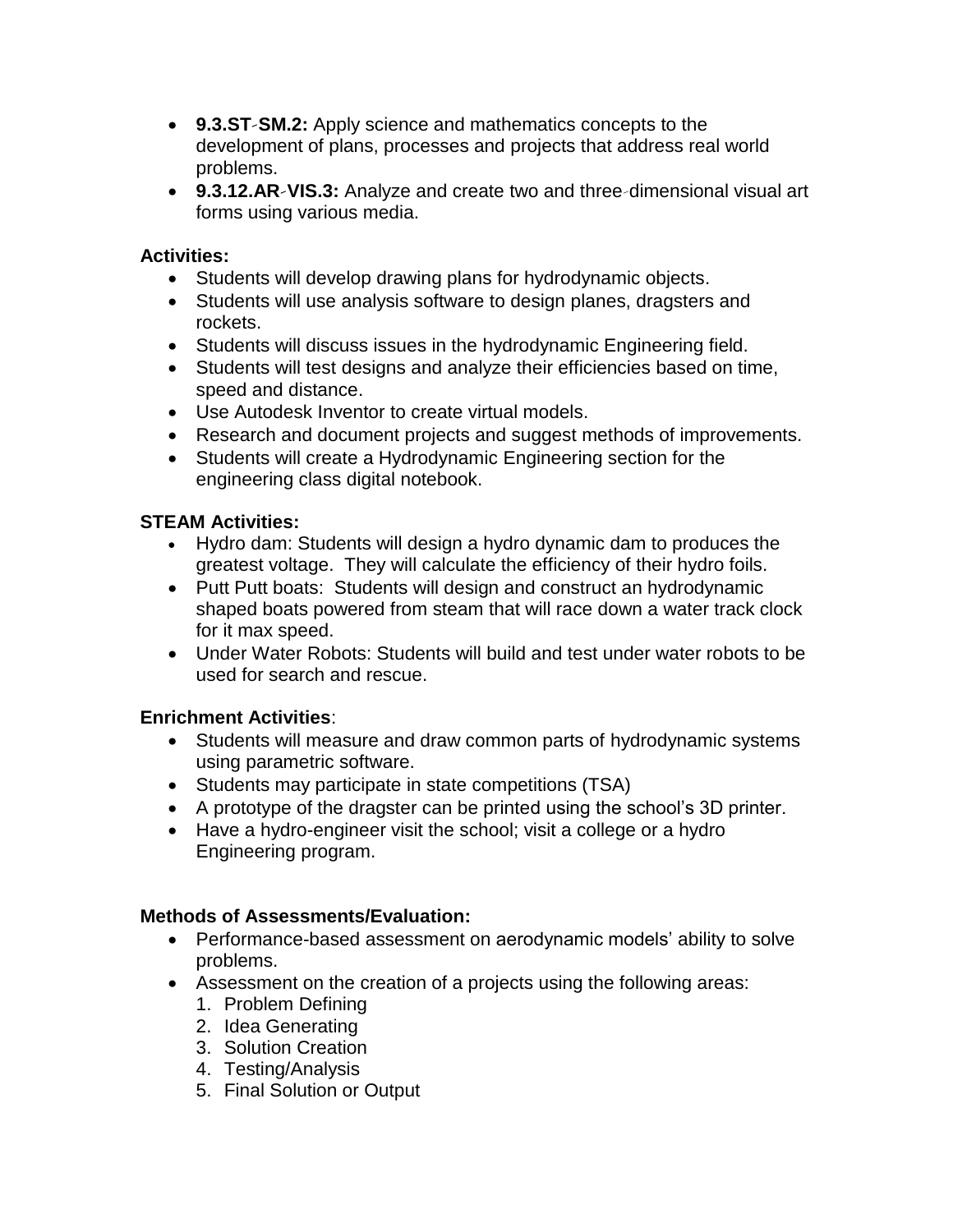- **9.3.ST-SM.2:** Apply science and mathematics concepts to the development of plans, processes and projects that address real world problems.
- **9.3.12.AR-VIS.3:** Analyze and create two and three-dimensional visual art forms using various media.

**Activities:**

- Students will develop drawing plans for hydrodynamic objects.
- Students will use analysis software to design planes, dragsters and rockets.
- Students will discuss issues in the hydrodynamic Engineering field.
- Students will test designs and analyze their efficiencies based on time, speed and distance.
- Use Autodesk Inventor to create virtual models.
- Research and document projects and suggest methods of improvements.
- Students will create a Hydrodynamic Engineering section for the engineering class digital notebook.

**STEAM Activities:**

- Hydro dam: Students will design a hydro dynamic dam to produces the greatest voltage. They will calculate the efficiency of their hydro foils.
- Putt Putt boats: Students will design and construct an hydrodynamic shaped boats powered from steam that will race down a water track clock for it max speed.
- Under Water Robots: Students will build and test under water robots to be used for search and rescue.

**Enrichment Activities**:

- Students will measure and draw common parts of hydrodynamic systems using parametric software.
- Students may participate in state competitions (TSA)
- A prototype of the dragster can be printed using the school's 3D printer.
- Have a hydro-engineer visit the school; visit a college or a hydro Engineering program.

**Methods of Assessments/Evaluation:**

- Performance-based assessment on aerodynamic models' ability to solve problems.
- Assessment on the creation of a projects using the following areas:
  1. Problem Defining
  2. Idea Generating
  3. Solution Creation
  4. Testing/Analysis
  5. Final Solution or Output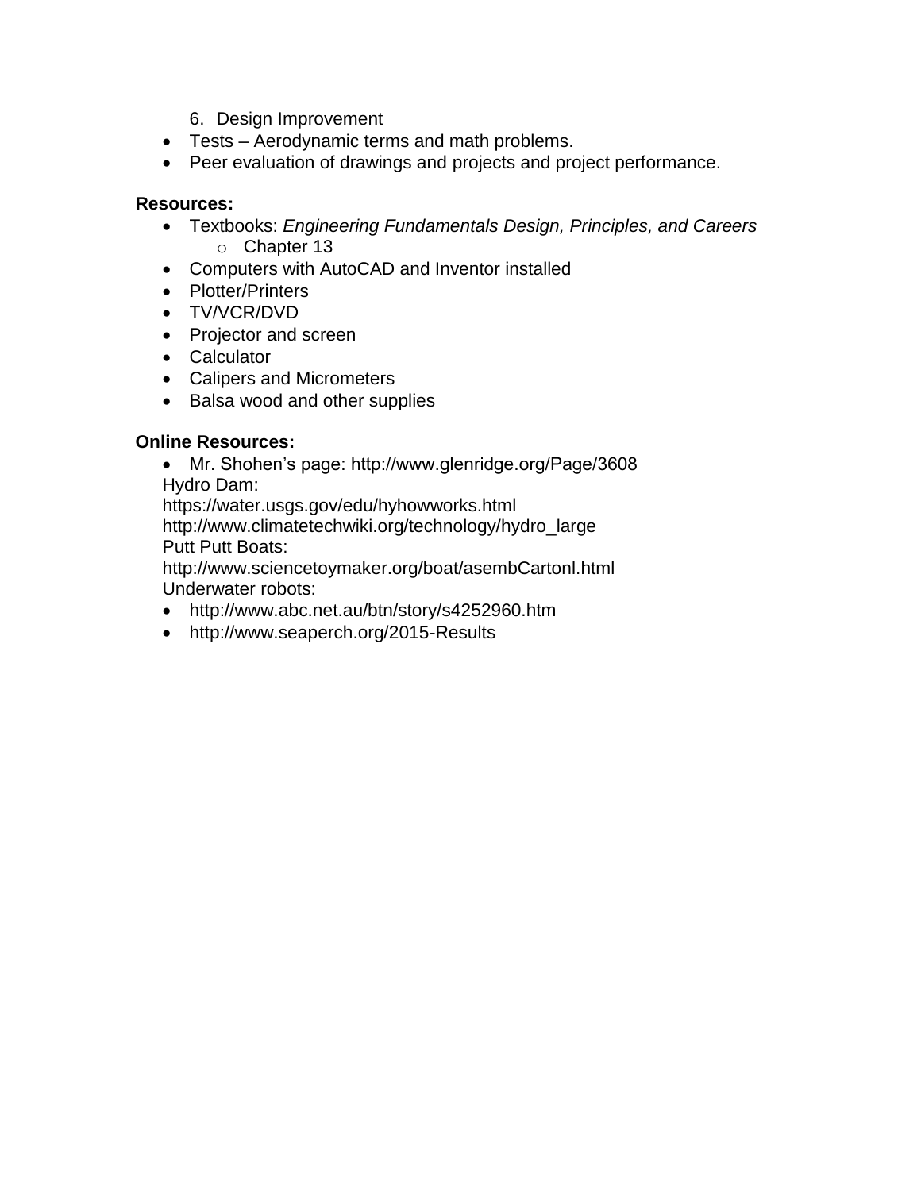6. Design Improvement

- Tests – Aerodynamic terms and math problems.
- Peer evaluation of drawings and projects and project performance.

**Resources:**

- Textbooks: *Engineering Fundamentals Design, Principles, and Careers*
    - Chapter 13
- Computers with AutoCAD and Inventor installed
- Plotter/Printers
- TV/VCR/DVD
- Projector and screen
- Calculator
- Calipers and Micrometers
- Balsa wood and other supplies

**Online Resources:**

- Mr. Shohen's page: http://www.glenridge.org/Page/3608

Hydro Dam:
https://water.usgs.gov/edu/hyhowworks.html
http://www.climatetechwiki.org/technology/hydro_large
Putt Putt Boats:
http://www.sciencetoymaker.org/boat/asembCartonl.html
Underwater robots:

- http://www.abc.net.au/btn/story/s4252960.htm
- http://www.seaperch.org/2015-Results